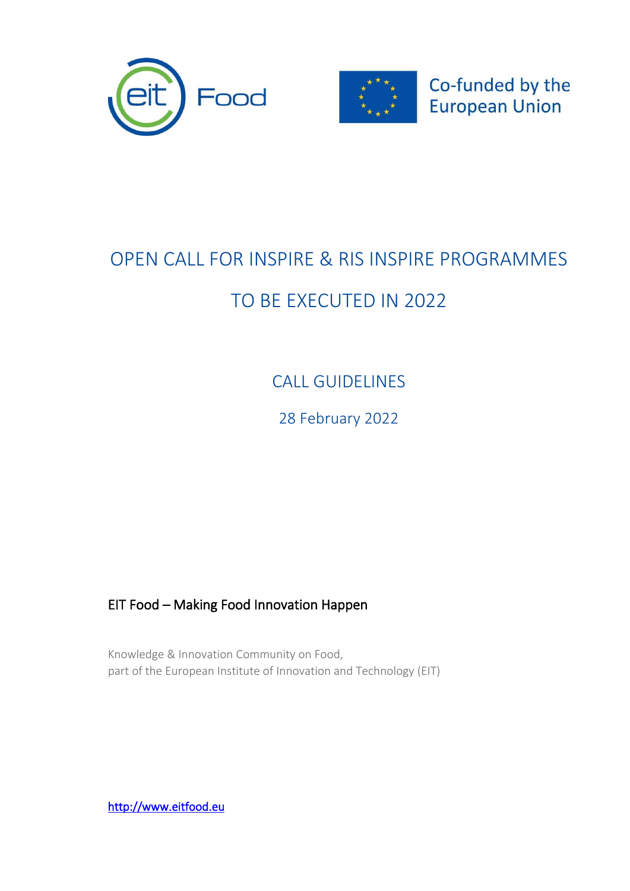Co-funded by the European Union

# OPEN CALL FOR INSPIRE & RIS INSPIRE PROGRAMMES

# TO BE EXECUTED IN 2022

## CALL GUIDELINES

28 February 2022

EIT Food – Making Food Innovation Happen

Knowledge & Innovation Community on Food,
part of the European Institute of Innovation and Technology (EIT)

http://www.eitfood.eu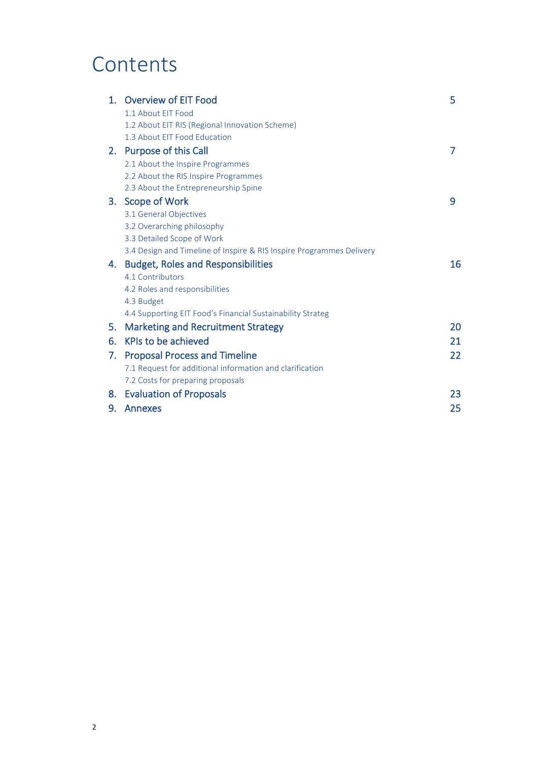# Contents

| | | |
|---|---|---|
| 1. | **Overview of EIT Food** | 5 |
| | 1.1 About EIT Food | |
| | 1.2 About EIT RIS (Regional Innovation Scheme) | |
| | 1.3 About EIT Food Education | |
| 2. | **Purpose of this Call** | 7 |
| | 2.1 About the Inspire Programmes | |
| | 2.2 About the RIS Inspire Programmes | |
| | 2.3 About the Entrepreneurship Spine | |
| 3. | **Scope of Work** | 9 |
| | 3.1 General Objectives | |
| | 3.2 Overarching philosophy | |
| | 3.3 Detailed Scope of Work | |
| | 3.4 Design and Timeline of Inspire & RIS Inspire Programmes Delivery | |
| 4. | **Budget, Roles and Responsibilities** | 16 |
| | 4.1 Contributors | |
| | 4.2 Roles and responsibilities | |
| | 4.3 Budget | |
| | 4.4 Supporting EIT Food's Financial Sustainability Strateg | |
| 5. | **Marketing and Recruitment Strategy** | 20 |
| 6. | **KPIs to be achieved** | 21 |
| 7. | **Proposal Process and Timeline** | 22 |
| | 7.1 Request for additional information and clarification | |
| | 7.2 Costs for preparing proposals | |
| 8. | **Evaluation of Proposals** | 23 |
| 9. | **Annexes** | 25 |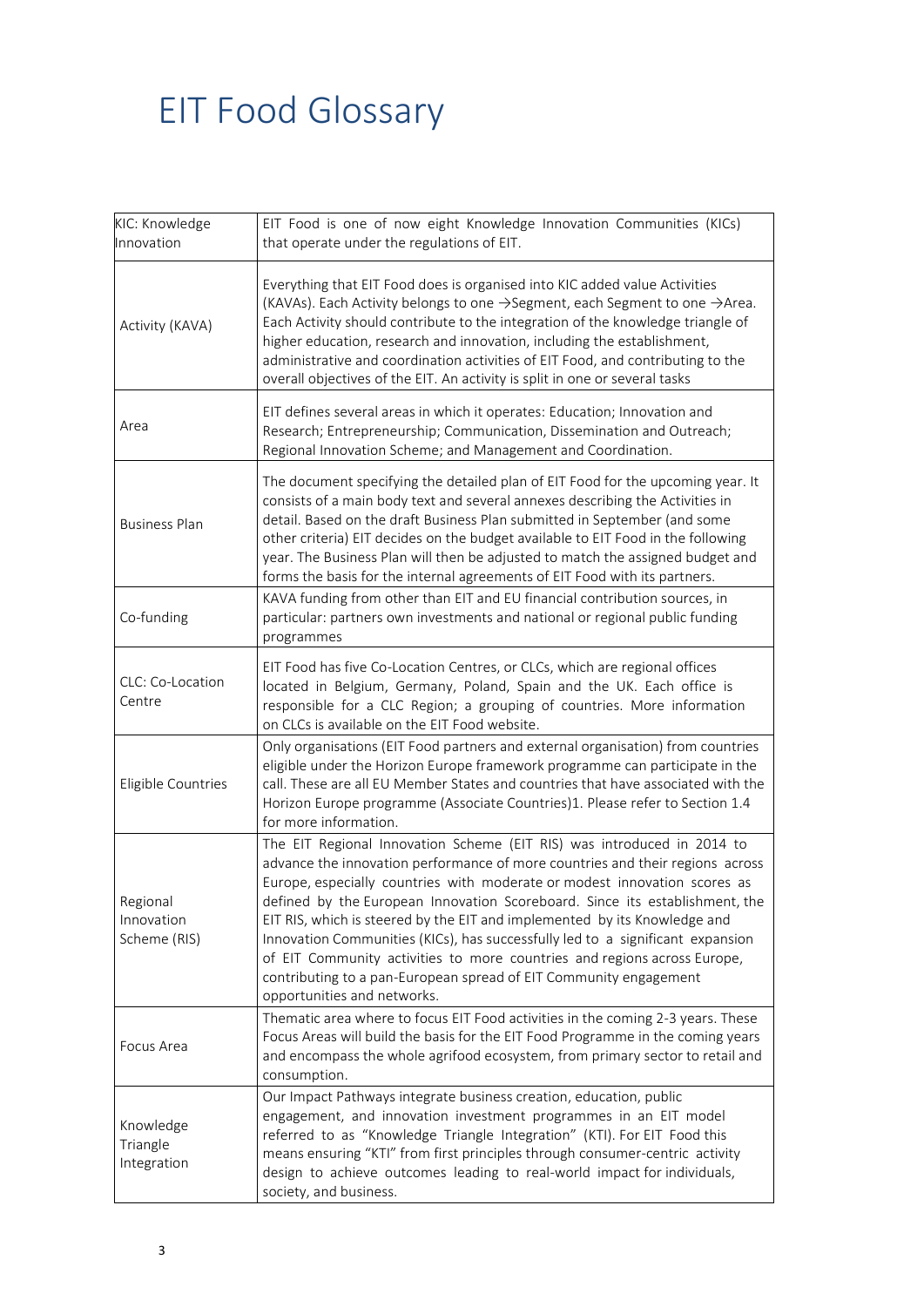# EIT Food Glossary

| | |
|---|---|
| KIC: Knowledge Innovation | EIT Food is one of now eight Knowledge Innovation Communities (KICs) that operate under the regulations of EIT. |
| Activity (KAVA) | Everything that EIT Food does is organised into KIC added value Activities (KAVAs). Each Activity belongs to one →Segment, each Segment to one →Area. Each Activity should contribute to the integration of the knowledge triangle of higher education, research and innovation, including the establishment, administrative and coordination activities of EIT Food, and contributing to the overall objectives of the EIT. An activity is split in one or several tasks |
| Area | EIT defines several areas in which it operates: Education; Innovation and Research; Entrepreneurship; Communication, Dissemination and Outreach; Regional Innovation Scheme; and Management and Coordination. |
| Business Plan | The document specifying the detailed plan of EIT Food for the upcoming year. It consists of a main body text and several annexes describing the Activities in detail. Based on the draft Business Plan submitted in September (and some other criteria) EIT decides on the budget available to EIT Food in the following year. The Business Plan will then be adjusted to match the assigned budget and forms the basis for the internal agreements of EIT Food with its partners. |
| Co-funding | KAVA funding from other than EIT and EU financial contribution sources, in particular: partners own investments and national or regional public funding programmes |
| CLC: Co-Location Centre | EIT Food has five Co-Location Centres, or CLCs, which are regional offices located in Belgium, Germany, Poland, Spain and the UK. Each office is responsible for a CLC Region; a grouping of countries. More information on CLCs is available on the EIT Food website. |
| Eligible Countries | Only organisations (EIT Food partners and external organisation) from countries eligible under the Horizon Europe framework programme can participate in the call. These are all EU Member States and countries that have associated with the Horizon Europe programme (Associate Countries)1. Please refer to Section 1.4 for more information. |
| Regional Innovation Scheme (RIS) | The EIT Regional Innovation Scheme (EIT RIS) was introduced in 2014 to advance the innovation performance of more countries and their regions across Europe, especially countries with moderate or modest innovation scores as defined by the European Innovation Scoreboard. Since its establishment, the EIT RIS, which is steered by the EIT and implemented by its Knowledge and Innovation Communities (KICs), has successfully led to a significant expansion of EIT Community activities to more countries and regions across Europe, contributing to a pan-European spread of EIT Community engagement opportunities and networks. |
| Focus Area | Thematic area where to focus EIT Food activities in the coming 2-3 years. These Focus Areas will build the basis for the EIT Food Programme in the coming years and encompass the whole agrifood ecosystem, from primary sector to retail and consumption. |
| Knowledge Triangle Integration | Our Impact Pathways integrate business creation, education, public engagement, and innovation investment programmes in an EIT model referred to as "Knowledge Triangle Integration" (KTI). For EIT Food this means ensuring "KTI" from first principles through consumer-centric activity design to achieve outcomes leading to real-world impact for individuals, society, and business. |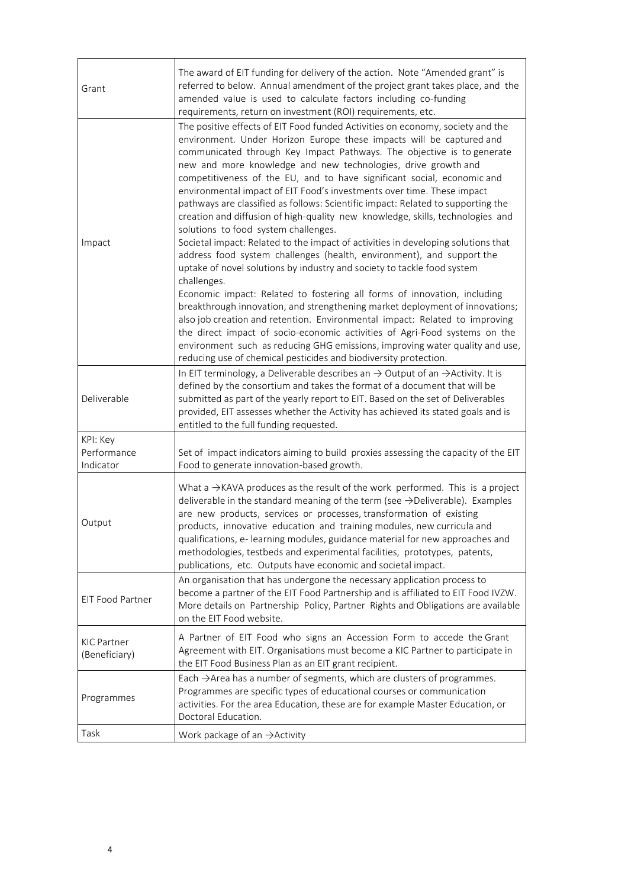| | |
|---|---|
| Grant | The award of EIT funding for delivery of the action. Note "Amended grant" is referred to below. Annual amendment of the project grant takes place, and the amended value is used to calculate factors including co-funding requirements, return on investment (ROI) requirements, etc. |
| Impact | The positive effects of EIT Food funded Activities on economy, society and the environment. Under Horizon Europe these impacts will be captured and communicated through Key Impact Pathways. The objective is to generate new and more knowledge and new technologies, drive growth and competitiveness of the EU, and to have significant social, economic and environmental impact of EIT Food's investments over time. These impact pathways are classified as follows: Scientific impact: Related to supporting the creation and diffusion of high-quality new knowledge, skills, technologies and solutions to food system challenges.<br>Societal impact: Related to the impact of activities in developing solutions that address food system challenges (health, environment), and support the uptake of novel solutions by industry and society to tackle food system challenges.<br>Economic impact: Related to fostering all forms of innovation, including breakthrough innovation, and strengthening market deployment of innovations; also job creation and retention. Environmental impact: Related to improving the direct impact of socio-economic activities of Agri-Food systems on the environment such as reducing GHG emissions, improving water quality and use, reducing use of chemical pesticides and biodiversity protection. |
| Deliverable | In EIT terminology, a Deliverable describes an → Output of an →Activity. It is defined by the consortium and takes the format of a document that will be submitted as part of the yearly report to EIT. Based on the set of Deliverables provided, EIT assesses whether the Activity has achieved its stated goals and is entitled to the full funding requested. |
| KPI: Key Performance Indicator | Set of impact indicators aiming to build proxies assessing the capacity of the EIT Food to generate innovation-based growth. |
| Output | What a →KAVA produces as the result of the work performed. This is a project deliverable in the standard meaning of the term (see →Deliverable). Examples are new products, services or processes, transformation of existing products, innovative education and training modules, new curricula and qualifications, e- learning modules, guidance material for new approaches and methodologies, testbeds and experimental facilities, prototypes, patents, publications, etc. Outputs have economic and societal impact. |
| EIT Food Partner | An organisation that has undergone the necessary application process to become a partner of the EIT Food Partnership and is affiliated to EIT Food IVZW. More details on Partnership Policy, Partner Rights and Obligations are available on the EIT Food website. |
| KIC Partner (Beneficiary) | A Partner of EIT Food who signs an Accession Form to accede the Grant Agreement with EIT. Organisations must become a KIC Partner to participate in the EIT Food Business Plan as an EIT grant recipient. |
| Programmes | Each →Area has a number of segments, which are clusters of programmes. Programmes are specific types of educational courses or communication activities. For the area Education, these are for example Master Education, or Doctoral Education. |
| Task | Work package of an →Activity |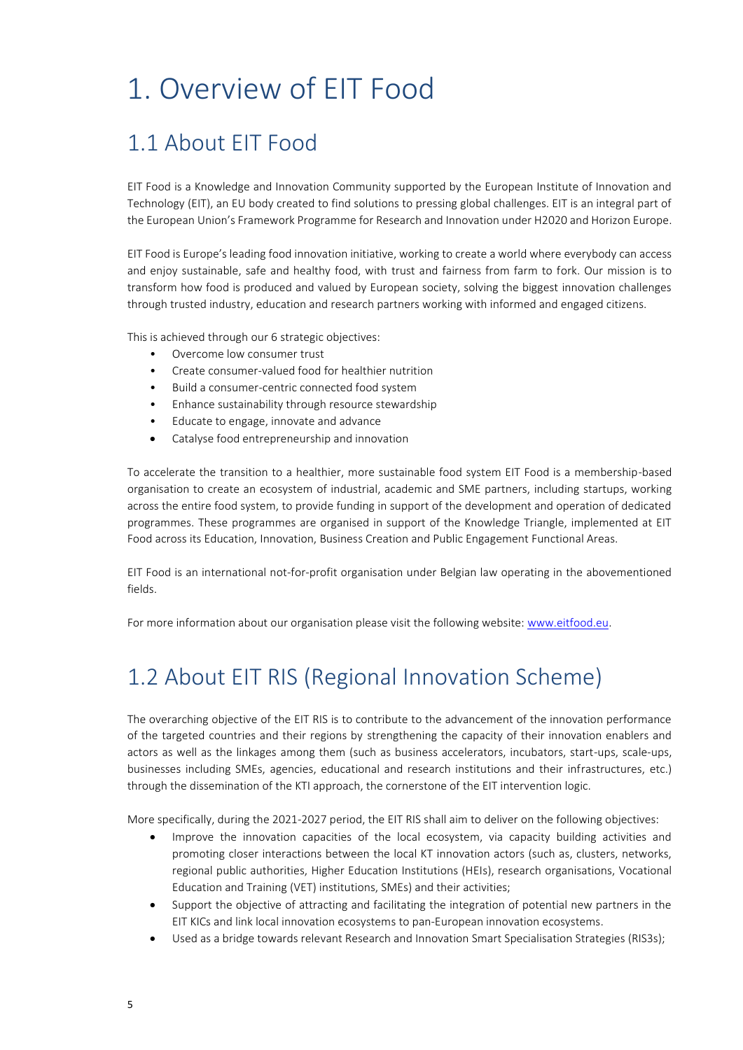# 1. Overview of EIT Food

## 1.1 About EIT Food

EIT Food is a Knowledge and Innovation Community supported by the European Institute of Innovation and Technology (EIT), an EU body created to find solutions to pressing global challenges. EIT is an integral part of the European Union's Framework Programme for Research and Innovation under H2020 and Horizon Europe.

EIT Food is Europe's leading food innovation initiative, working to create a world where everybody can access and enjoy sustainable, safe and healthy food, with trust and fairness from farm to fork. Our mission is to transform how food is produced and valued by European society, solving the biggest innovation challenges through trusted industry, education and research partners working with informed and engaged citizens.

This is achieved through our 6 strategic objectives:

- Overcome low consumer trust
- Create consumer-valued food for healthier nutrition
- Build a consumer-centric connected food system
- Enhance sustainability through resource stewardship
- Educate to engage, innovate and advance
- Catalyse food entrepreneurship and innovation

To accelerate the transition to a healthier, more sustainable food system EIT Food is a membership-based organisation to create an ecosystem of industrial, academic and SME partners, including startups, working across the entire food system, to provide funding in support of the development and operation of dedicated programmes. These programmes are organised in support of the Knowledge Triangle, implemented at EIT Food across its Education, Innovation, Business Creation and Public Engagement Functional Areas.

EIT Food is an international not-for-profit organisation under Belgian law operating in the abovementioned fields.

For more information about our organisation please visit the following website: [www.eitfood.eu](http://www.eitfood.eu).

## 1.2 About EIT RIS (Regional Innovation Scheme)

The overarching objective of the EIT RIS is to contribute to the advancement of the innovation performance of the targeted countries and their regions by strengthening the capacity of their innovation enablers and actors as well as the linkages among them (such as business accelerators, incubators, start-ups, scale-ups, businesses including SMEs, agencies, educational and research institutions and their infrastructures, etc.) through the dissemination of the KTI approach, the cornerstone of the EIT intervention logic.

More specifically, during the 2021-2027 period, the EIT RIS shall aim to deliver on the following objectives:

- Improve the innovation capacities of the local ecosystem, via capacity building activities and promoting closer interactions between the local KT innovation actors (such as, clusters, networks, regional public authorities, Higher Education Institutions (HEIs), research organisations, Vocational Education and Training (VET) institutions, SMEs) and their activities;
- Support the objective of attracting and facilitating the integration of potential new partners in the EIT KICs and link local innovation ecosystems to pan-European innovation ecosystems.
- Used as a bridge towards relevant Research and Innovation Smart Specialisation Strategies (RIS3s);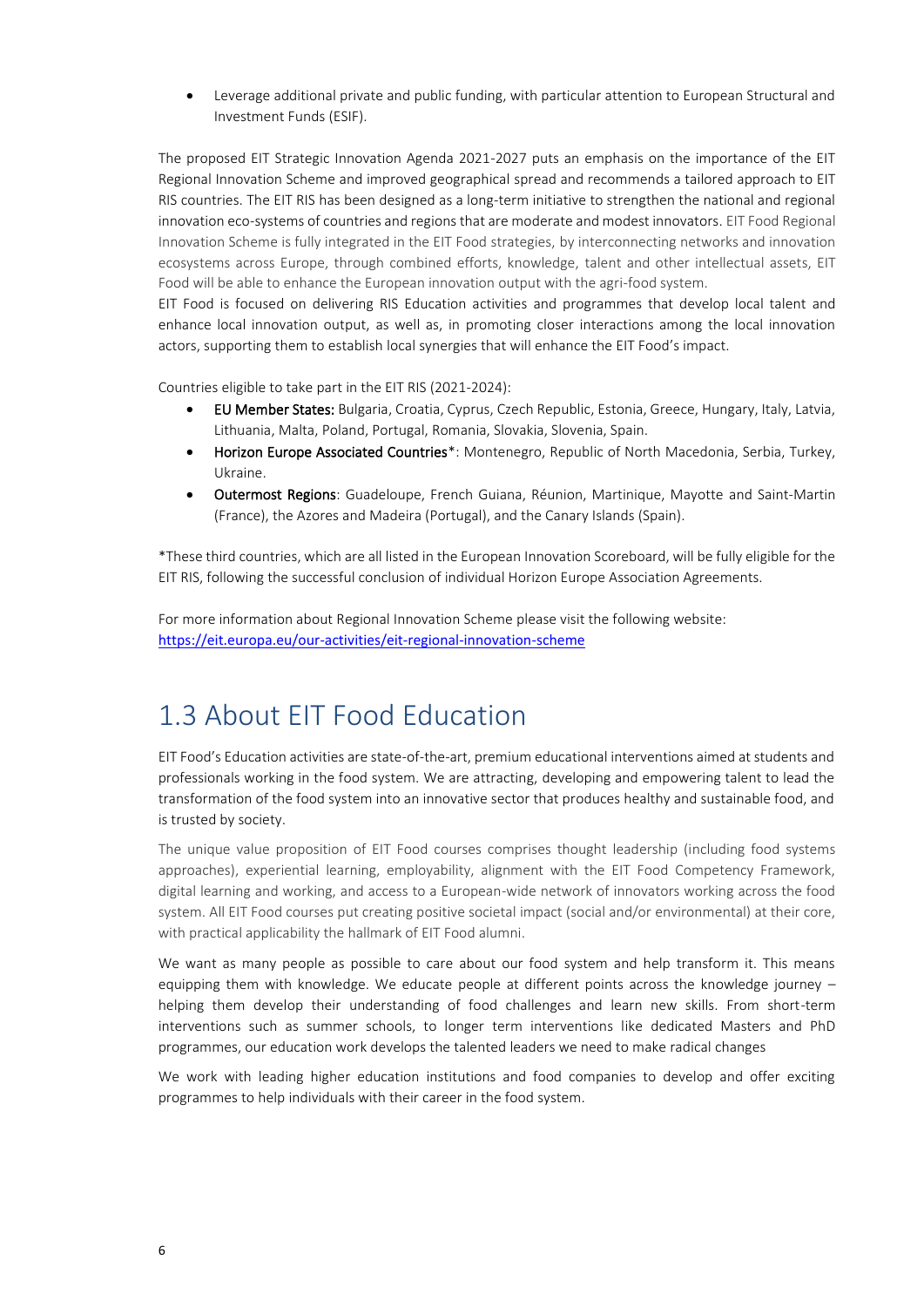- Leverage additional private and public funding, with particular attention to European Structural and Investment Funds (ESIF).

The proposed EIT Strategic Innovation Agenda 2021-2027 puts an emphasis on the importance of the EIT Regional Innovation Scheme and improved geographical spread and recommends a tailored approach to EIT RIS countries. The EIT RIS has been designed as a long-term initiative to strengthen the national and regional innovation eco-systems of countries and regions that are moderate and modest innovators. EIT Food Regional Innovation Scheme is fully integrated in the EIT Food strategies, by interconnecting networks and innovation ecosystems across Europe, through combined efforts, knowledge, talent and other intellectual assets, EIT Food will be able to enhance the European innovation output with the agri-food system.
EIT Food is focused on delivering RIS Education activities and programmes that develop local talent and enhance local innovation output, as well as, in promoting closer interactions among the local innovation actors, supporting them to establish local synergies that will enhance the EIT Food's impact.

Countries eligible to take part in the EIT RIS (2021-2024):

- **EU Member States:** Bulgaria, Croatia, Cyprus, Czech Republic, Estonia, Greece, Hungary, Italy, Latvia, Lithuania, Malta, Poland, Portugal, Romania, Slovakia, Slovenia, Spain.
- Horizon Europe Associated Countries*: Montenegro, Republic of North Macedonia, Serbia, Turkey, Ukraine.
- Outermost Regions: Guadeloupe, French Guiana, Réunion, Martinique, Mayotte and Saint-Martin (France), the Azores and Madeira (Portugal), and the Canary Islands (Spain).

*These third countries, which are all listed in the European Innovation Scoreboard, will be fully eligible for the EIT RIS, following the successful conclusion of individual Horizon Europe Association Agreements.

For more information about Regional Innovation Scheme please visit the following website:
https://eit.europa.eu/our-activities/eit-regional-innovation-scheme

## 1.3 About EIT Food Education

EIT Food's Education activities are state-of-the-art, premium educational interventions aimed at students and professionals working in the food system. We are attracting, developing and empowering talent to lead the transformation of the food system into an innovative sector that produces healthy and sustainable food, and is trusted by society.

The unique value proposition of EIT Food courses comprises thought leadership (including food systems approaches), experiential learning, employability, alignment with the EIT Food Competency Framework, digital learning and working, and access to a European-wide network of innovators working across the food system. All EIT Food courses put creating positive societal impact (social and/or environmental) at their core, with practical applicability the hallmark of EIT Food alumni.

We want as many people as possible to care about our food system and help transform it. This means equipping them with knowledge. We educate people at different points across the knowledge journey – helping them develop their understanding of food challenges and learn new skills. From short-term interventions such as summer schools, to longer term interventions like dedicated Masters and PhD programmes, our education work develops the talented leaders we need to make radical changes

We work with leading higher education institutions and food companies to develop and offer exciting programmes to help individuals with their career in the food system.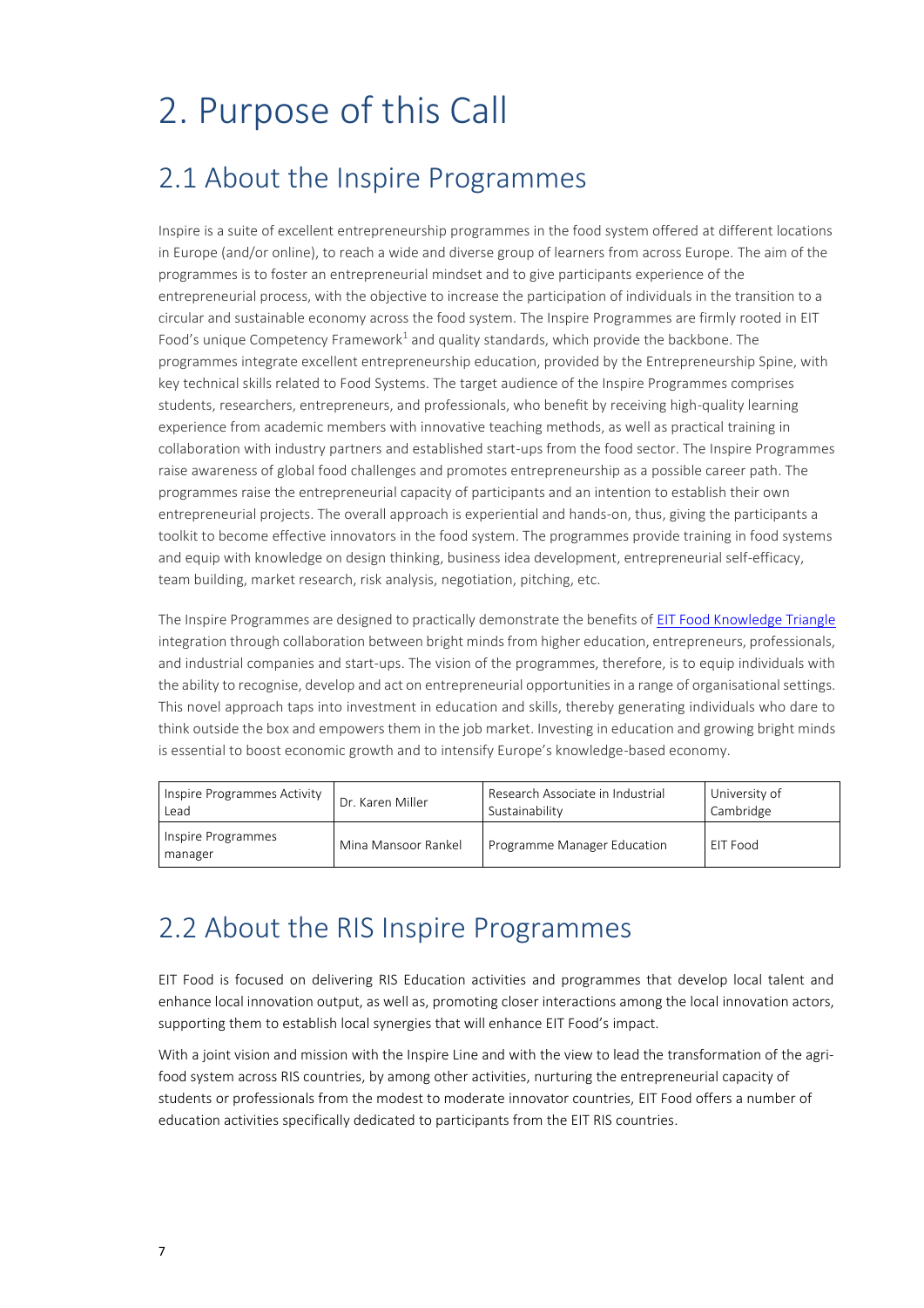# 2. Purpose of this Call

## 2.1 About the Inspire Programmes

Inspire is a suite of excellent entrepreneurship programmes in the food system offered at different locations in Europe (and/or online), to reach a wide and diverse group of learners from across Europe. The aim of the programmes is to foster an entrepreneurial mindset and to give participants experience of the entrepreneurial process, with the objective to increase the participation of individuals in the transition to a circular and sustainable economy across the food system. The Inspire Programmes are firmly rooted in EIT Food's unique Competency Framework[1] and quality standards, which provide the backbone. The programmes integrate excellent entrepreneurship education, provided by the Entrepreneurship Spine, with key technical skills related to Food Systems. The target audience of the Inspire Programmes comprises students, researchers, entrepreneurs, and professionals, who benefit by receiving high-quality learning experience from academic members with innovative teaching methods, as well as practical training in collaboration with industry partners and established start-ups from the food sector. The Inspire Programmes raise awareness of global food challenges and promotes entrepreneurship as a possible career path. The programmes raise the entrepreneurial capacity of participants and an intention to establish their own entrepreneurial projects. The overall approach is experiential and hands-on, thus, giving the participants a toolkit to become effective innovators in the food system. The programmes provide training in food systems and equip with knowledge on design thinking, business idea development, entrepreneurial self-efficacy, team building, market research, risk analysis, negotiation, pitching, etc.

The Inspire Programmes are designed to practically demonstrate the benefits of EIT Food Knowledge Triangle integration through collaboration between bright minds from higher education, entrepreneurs, professionals, and industrial companies and start-ups. The vision of the programmes, therefore, is to equip individuals with the ability to recognise, develop and act on entrepreneurial opportunities in a range of organisational settings. This novel approach taps into investment in education and skills, thereby generating individuals who dare to think outside the box and empowers them in the job market. Investing in education and growing bright minds is essential to boost economic growth and to intensify Europe's knowledge-based economy.

| Inspire Programmes Activity Lead | Dr. Karen Miller | Research Associate in Industrial Sustainability | University of Cambridge |
|---|---|---|---|
| Inspire Programmes manager | Mina Mansoor Rankel | Programme Manager Education | EIT Food |

## 2.2 About the RIS Inspire Programmes

EIT Food is focused on delivering RIS Education activities and programmes that develop local talent and enhance local innovation output, as well as, promoting closer interactions among the local innovation actors, supporting them to establish local synergies that will enhance EIT Food's impact.

With a joint vision and mission with the Inspire Line and with the view to lead the transformation of the agri-food system across RIS countries, by among other activities, nurturing the entrepreneurial capacity of students or professionals from the modest to moderate innovator countries, EIT Food offers a number of education activities specifically dedicated to participants from the EIT RIS countries.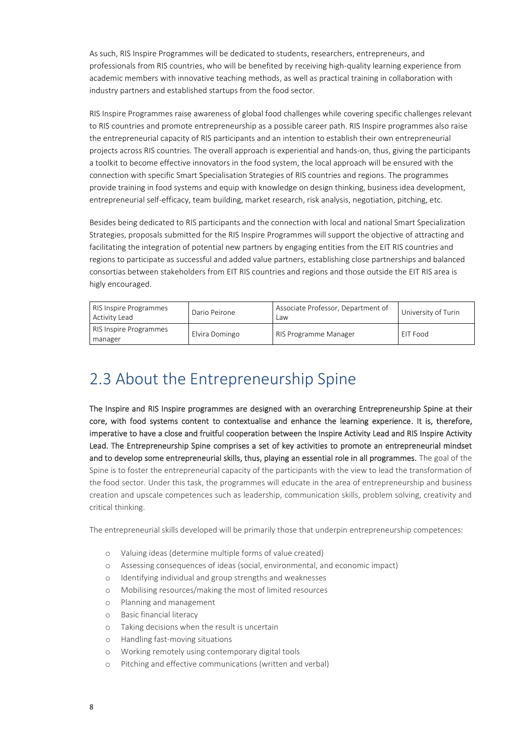As such, RIS Inspire Programmes will be dedicated to students, researchers, entrepreneurs, and professionals from RIS countries, who will be benefited by receiving high-quality learning experience from academic members with innovative teaching methods, as well as practical training in collaboration with industry partners and established startups from the food sector.

RIS Inspire Programmes raise awareness of global food challenges while covering specific challenges relevant to RIS countries and promote entrepreneurship as a possible career path. RIS Inspire programmes also raise the entrepreneurial capacity of RIS participants and an intention to establish their own entrepreneurial projects across RIS countries. The overall approach is experiential and hands-on, thus, giving the participants a toolkit to become effective innovators in the food system, the local approach will be ensured with the connection with specific Smart Specialisation Strategies of RIS countries and regions. The programmes provide training in food systems and equip with knowledge on design thinking, business idea development, entrepreneurial self-efficacy, team building, market research, risk analysis, negotiation, pitching, etc.

Besides being dedicated to RIS participants and the connection with local and national Smart Specialization Strategies, proposals submitted for the RIS Inspire Programmes will support the objective of attracting and facilitating the integration of potential new partners by engaging entities from the EIT RIS countries and regions to participate as successful and added value partners, establishing close partnerships and balanced consortias between stakeholders from EIT RIS countries and regions and those outside the EIT RIS area is higly encouraged.

| RIS Inspire Programmes Activity Lead | Dario Peirone | Associate Professor, Department of Law | University of Turin |
|---|---|---|---|
| RIS Inspire Programmes manager | Elvira Domingo | RIS Programme Manager | EIT Food |

## 2.3 About the Entrepreneurship Spine

**The Inspire and RIS Inspire programmes are designed with an overarching Entrepreneurship Spine at their core, with food systems content to contextualise and enhance the learning experience. It is, therefore, imperative to have a close and fruitful cooperation between the Inspire Activity Lead and RIS Inspire Activity Lead. The Entrepreneurship Spine comprises a set of key activities to promote an entrepreneurial mindset and to develop some entrepreneurial skills, thus, playing an essential role in all programmes.** The goal of the Spine is to foster the entrepreneurial capacity of the participants with the view to lead the transformation of the food sector. Under this task, the programmes will educate in the area of entrepreneurship and business creation and upscale competences such as leadership, communication skills, problem solving, creativity and critical thinking.

The entrepreneurial skills developed will be primarily those that underpin entrepreneurship competences:

- Valuing ideas (determine multiple forms of value created)
- Assessing consequences of ideas (social, environmental, and economic impact)
- Identifying individual and group strengths and weaknesses
- Mobilising resources/making the most of limited resources
- Planning and management
- Basic financial literacy
- Taking decisions when the result is uncertain
- Handling fast-moving situations
- Working remotely using contemporary digital tools
- Pitching and effective communications (written and verbal)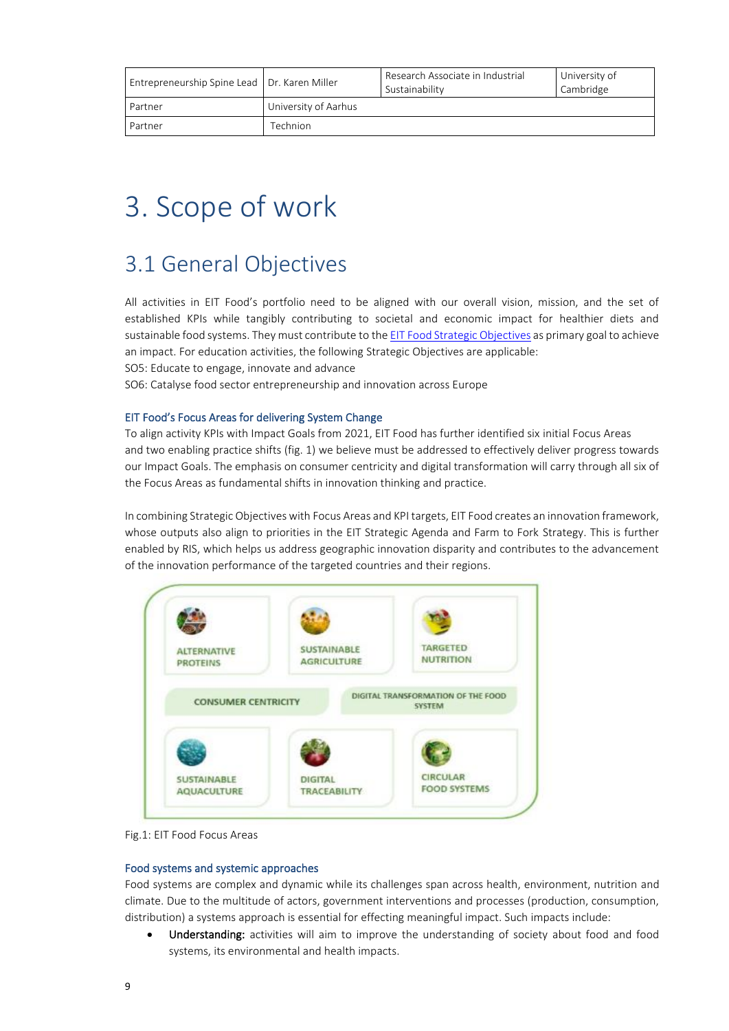| Entrepreneurship Spine Lead | Dr. Karen Miller | Research Associate in Industrial Sustainability | University of Cambridge |
|---|---|---|---|
| Partner | University of Aarhus | | |
| Partner | Technion | | |

# 3. Scope of work

## 3.1 General Objectives

All activities in EIT Food's portfolio need to be aligned with our overall vision, mission, and the set of established KPIs while tangibly contributing to societal and economic impact for healthier diets and sustainable food systems. They must contribute to the EIT Food Strategic Objectives as primary goal to achieve an impact. For education activities, the following Strategic Objectives are applicable:
SO5: Educate to engage, innovate and advance
SO6: Catalyse food sector entrepreneurship and innovation across Europe

### EIT Food's Focus Areas for delivering System Change

To align activity KPIs with Impact Goals from 2021, EIT Food has further identified six initial Focus Areas and two enabling practice shifts (fig. 1) we believe must be addressed to effectively deliver progress towards our Impact Goals. The emphasis on consumer centricity and digital transformation will carry through all six of the Focus Areas as fundamental shifts in innovation thinking and practice.

In combining Strategic Objectives with Focus Areas and KPI targets, EIT Food creates an innovation framework, whose outputs also align to priorities in the EIT Strategic Agenda and Farm to Fork Strategy. This is further enabled by RIS, which helps us address geographic innovation disparity and contributes to the advancement of the innovation performance of the targeted countries and their regions.

ALTERNATIVE PROTEINS | SUSTAINABLE AGRICULTURE | TARGETED NUTRITION

CONSUMER CENTRICITY | DIGITAL TRANSFORMATION OF THE FOOD SYSTEM

SUSTAINABLE AQUACULTURE | DIGITAL TRACEABILITY | CIRCULAR FOOD SYSTEMS

Fig.1: EIT Food Focus Areas

### Food systems and systemic approaches

Food systems are complex and dynamic while its challenges span across health, environment, nutrition and climate. Due to the multitude of actors, government interventions and processes (production, consumption, distribution) a systems approach is essential for effecting meaningful impact. Such impacts include:

- **Understanding:** activities will aim to improve the understanding of society about food and food systems, its environmental and health impacts.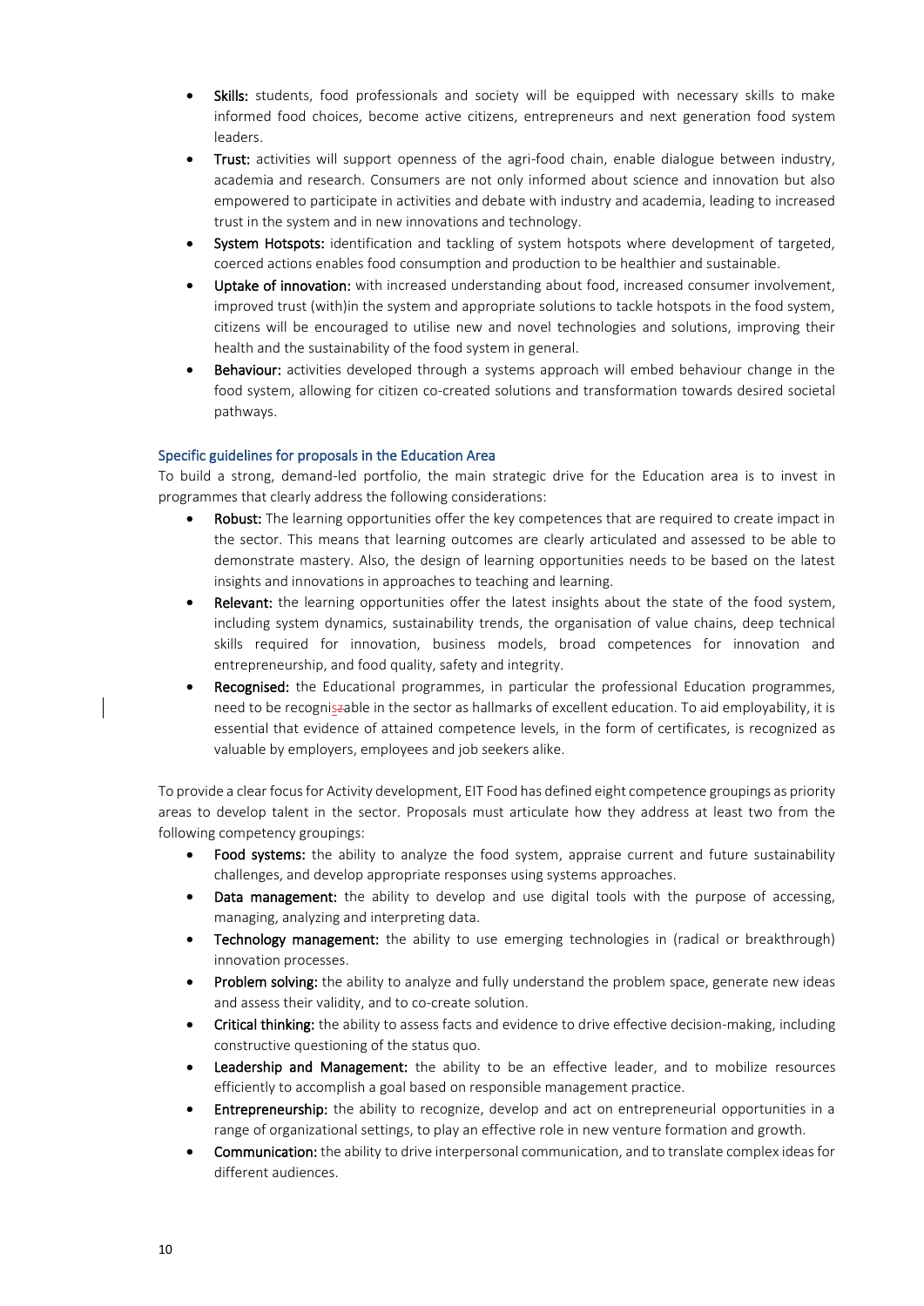- **Skills:** students, food professionals and society will be equipped with necessary skills to make informed food choices, become active citizens, entrepreneurs and next generation food system leaders.
- **Trust:** activities will support openness of the agri-food chain, enable dialogue between industry, academia and research. Consumers are not only informed about science and innovation but also empowered to participate in activities and debate with industry and academia, leading to increased trust in the system and in new innovations and technology.
- **System Hotspots:** identification and tackling of system hotspots where development of targeted, coerced actions enables food consumption and production to be healthier and sustainable.
- **Uptake of innovation:** with increased understanding about food, increased consumer involvement, improved trust (with)in the system and appropriate solutions to tackle hotspots in the food system, citizens will be encouraged to utilise new and novel technologies and solutions, improving their health and the sustainability of the food system in general.
- **Behaviour:** activities developed through a systems approach will embed behaviour change in the food system, allowing for citizen co-created solutions and transformation towards desired societal pathways.

### Specific guidelines for proposals in the Education Area

To build a strong, demand-led portfolio, the main strategic drive for the Education area is to invest in programmes that clearly address the following considerations:

- **Robust:** The learning opportunities offer the key competences that are required to create impact in the sector. This means that learning outcomes are clearly articulated and assessed to be able to demonstrate mastery. Also, the design of learning opportunities needs to be based on the latest insights and innovations in approaches to teaching and learning.
- **Relevant:** the learning opportunities offer the latest insights about the state of the food system, including system dynamics, sustainability trends, the organisation of value chains, deep technical skills required for innovation, business models, broad competences for innovation and entrepreneurship, and food quality, safety and integrity.
- **Recognised:** the Educational programmes, in particular the professional Education programmes, need to be recognisable in the sector as hallmarks of excellent education. To aid employability, it is essential that evidence of attained competence levels, in the form of certificates, is recognized as valuable by employers, employees and job seekers alike.

To provide a clear focus for Activity development, EIT Food has defined eight competence groupings as priority areas to develop talent in the sector. Proposals must articulate how they address at least two from the following competency groupings:

- **Food systems:** the ability to analyze the food system, appraise current and future sustainability challenges, and develop appropriate responses using systems approaches.
- **Data management:** the ability to develop and use digital tools with the purpose of accessing, managing, analyzing and interpreting data.
- **Technology management:** the ability to use emerging technologies in (radical or breakthrough) innovation processes.
- **Problem solving:** the ability to analyze and fully understand the problem space, generate new ideas and assess their validity, and to co-create solution.
- **Critical thinking:** the ability to assess facts and evidence to drive effective decision-making, including constructive questioning of the status quo.
- **Leadership and Management:** the ability to be an effective leader, and to mobilize resources efficiently to accomplish a goal based on responsible management practice.
- **Entrepreneurship:** the ability to recognize, develop and act on entrepreneurial opportunities in a range of organizational settings, to play an effective role in new venture formation and growth.
- **Communication:** the ability to drive interpersonal communication, and to translate complex ideas for different audiences.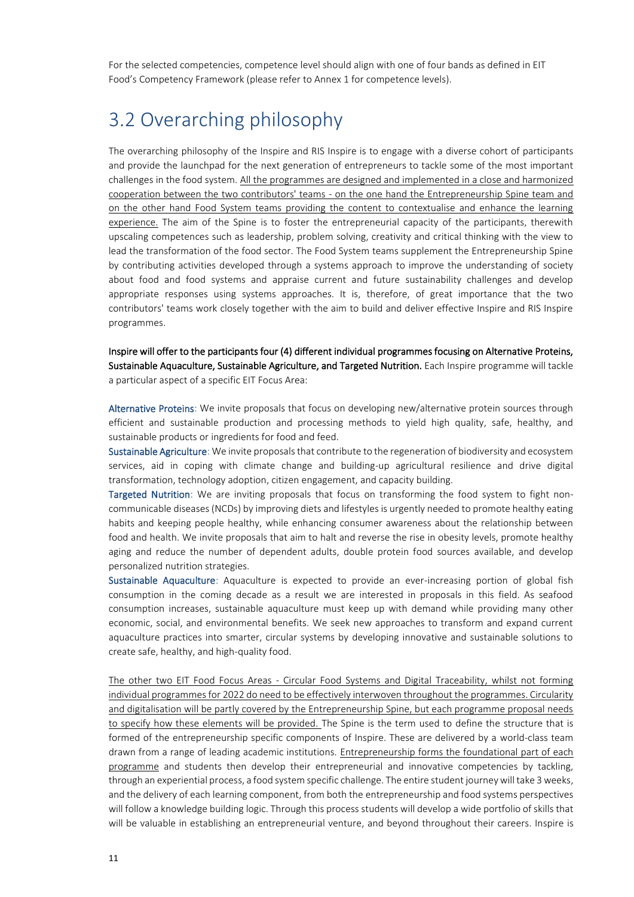For the selected competencies, competence level should align with one of four bands as defined in EIT Food's Competency Framework (please refer to Annex 1 for competence levels).

## 3.2 Overarching philosophy

The overarching philosophy of the Inspire and RIS Inspire is to engage with a diverse cohort of participants and provide the launchpad for the next generation of entrepreneurs to tackle some of the most important challenges in the food system. <u>All the programmes are designed and implemented in a close and harmonized cooperation between the two contributors' teams - on the one hand the Entrepreneurship Spine team and on the other hand Food System teams providing the content to contextualise and enhance the learning experience.</u> The aim of the Spine is to foster the entrepreneurial capacity of the participants, therewith upscaling competences such as leadership, problem solving, creativity and critical thinking with the view to lead the transformation of the food sector. The Food System teams supplement the Entrepreneurship Spine by contributing activities developed through a systems approach to improve the understanding of society about food and food systems and appraise current and future sustainability challenges and develop appropriate responses using systems approaches. It is, therefore, of great importance that the two contributors' teams work closely together with the aim to build and deliver effective Inspire and RIS Inspire programmes.

**Inspire will offer to the participants four (4) different individual programmes focusing on Alternative Proteins, Sustainable Aquaculture, Sustainable Agriculture, and Targeted Nutrition.** Each Inspire programme will tackle a particular aspect of a specific EIT Focus Area:

Alternative Proteins: We invite proposals that focus on developing new/alternative protein sources through efficient and sustainable production and processing methods to yield high quality, safe, healthy, and sustainable products or ingredients for food and feed.

Sustainable Agriculture: We invite proposals that contribute to the regeneration of biodiversity and ecosystem services, aid in coping with climate change and building-up agricultural resilience and drive digital transformation, technology adoption, citizen engagement, and capacity building.

Targeted Nutrition: We are inviting proposals that focus on transforming the food system to fight non-communicable diseases (NCDs) by improving diets and lifestyles is urgently needed to promote healthy eating habits and keeping people healthy, while enhancing consumer awareness about the relationship between food and health. We invite proposals that aim to halt and reverse the rise in obesity levels, promote healthy aging and reduce the number of dependent adults, double protein food sources available, and develop personalized nutrition strategies.

Sustainable Aquaculture: Aquaculture is expected to provide an ever-increasing portion of global fish consumption in the coming decade as a result we are interested in proposals in this field. As seafood consumption increases, sustainable aquaculture must keep up with demand while providing many other economic, social, and environmental benefits. We seek new approaches to transform and expand current aquaculture practices into smarter, circular systems by developing innovative and sustainable solutions to create safe, healthy, and high-quality food.

<u>The other two EIT Food Focus Areas - Circular Food Systems and Digital Traceability, whilst not forming individual programmes for 2022 do need to be effectively interwoven throughout the programmes. Circularity and digitalisation will be partly covered by the Entrepreneurship Spine, but each programme proposal needs to specify how these elements will be provided.</u> The Spine is the term used to define the structure that is formed of the entrepreneurship specific components of Inspire. These are delivered by a world-class team drawn from a range of leading academic institutions. <u>Entrepreneurship forms the foundational part of each programme</u> and students then develop their entrepreneurial and innovative competencies by tackling, through an experiential process, a food system specific challenge. The entire student journey will take 3 weeks, and the delivery of each learning component, from both the entrepreneurship and food systems perspectives will follow a knowledge building logic. Through this process students will develop a wide portfolio of skills that will be valuable in establishing an entrepreneurial venture, and beyond throughout their careers. Inspire is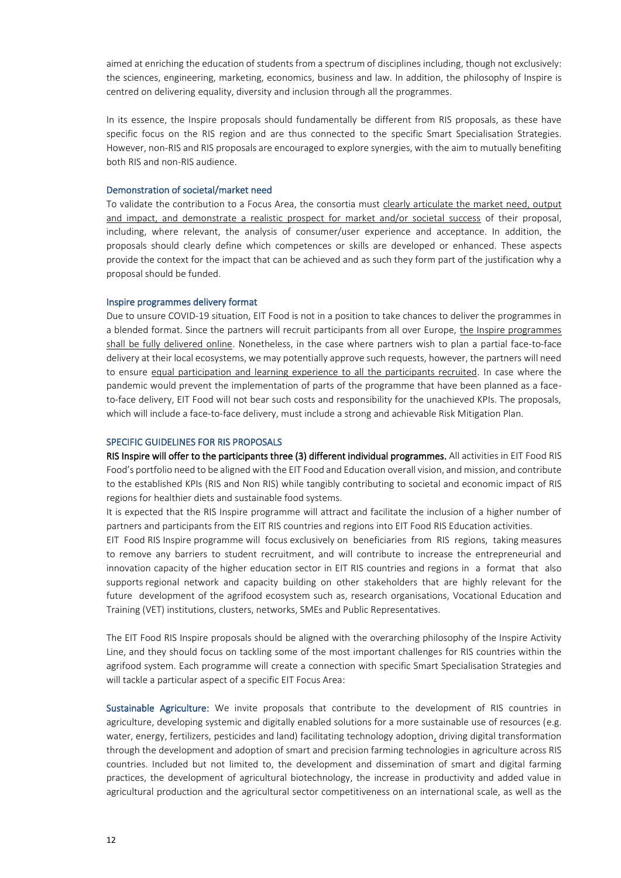aimed at enriching the education of students from a spectrum of disciplines including, though not exclusively: the sciences, engineering, marketing, economics, business and law. In addition, the philosophy of Inspire is centred on delivering equality, diversity and inclusion through all the programmes.

In its essence, the Inspire proposals should fundamentally be different from RIS proposals, as these have specific focus on the RIS region and are thus connected to the specific Smart Specialisation Strategies. However, non-RIS and RIS proposals are encouraged to explore synergies, with the aim to mutually benefiting both RIS and non-RIS audience.

### Demonstration of societal/market need

To validate the contribution to a Focus Area, the consortia must clearly articulate the market need, output and impact, and demonstrate a realistic prospect for market and/or societal success of their proposal, including, where relevant, the analysis of consumer/user experience and acceptance. In addition, the proposals should clearly define which competences or skills are developed or enhanced. These aspects provide the context for the impact that can be achieved and as such they form part of the justification why a proposal should be funded.

### Inspire programmes delivery format

Due to unsure COVID-19 situation, EIT Food is not in a position to take chances to deliver the programmes in a blended format. Since the partners will recruit participants from all over Europe, the Inspire programmes shall be fully delivered online. Nonetheless, in the case where partners wish to plan a partial face-to-face delivery at their local ecosystems, we may potentially approve such requests, however, the partners will need to ensure equal participation and learning experience to all the participants recruited. In case where the pandemic would prevent the implementation of parts of the programme that have been planned as a face-to-face delivery, EIT Food will not bear such costs and responsibility for the unachieved KPIs. The proposals, which will include a face-to-face delivery, must include a strong and achievable Risk Mitigation Plan.

### SPECIFIC GUIDELINES FOR RIS PROPOSALS

**RIS Inspire will offer to the participants three (3) different individual programmes.** All activities in EIT Food RIS Food's portfolio need to be aligned with the EIT Food and Education overall vision, and mission, and contribute to the established KPIs (RIS and Non RIS) while tangibly contributing to societal and economic impact of RIS regions for healthier diets and sustainable food systems.

It is expected that the RIS Inspire programme will attract and facilitate the inclusion of a higher number of partners and participants from the EIT RIS countries and regions into EIT Food RIS Education activities.

EIT Food RIS Inspire programme will focus exclusively on beneficiaries from RIS regions, taking measures to remove any barriers to student recruitment, and will contribute to increase the entrepreneurial and innovation capacity of the higher education sector in EIT RIS countries and regions in a format that also supports regional network and capacity building on other stakeholders that are highly relevant for the future development of the agrifood ecosystem such as, research organisations, Vocational Education and Training (VET) institutions, clusters, networks, SMEs and Public Representatives.

The EIT Food RIS Inspire proposals should be aligned with the overarching philosophy of the Inspire Activity Line, and they should focus on tackling some of the most important challenges for RIS countries within the agrifood system. Each programme will create a connection with specific Smart Specialisation Strategies and will tackle a particular aspect of a specific EIT Focus Area:

**Sustainable Agriculture:** We invite proposals that contribute to the development of RIS countries in agriculture, developing systemic and digitally enabled solutions for a more sustainable use of resources (e.g. water, energy, fertilizers, pesticides and land) facilitating technology adoption, driving digital transformation through the development and adoption of smart and precision farming technologies in agriculture across RIS countries. Included but not limited to, the development and dissemination of smart and digital farming practices, the development of agricultural biotechnology, the increase in productivity and added value in agricultural production and the agricultural sector competitiveness on an international scale, as well as the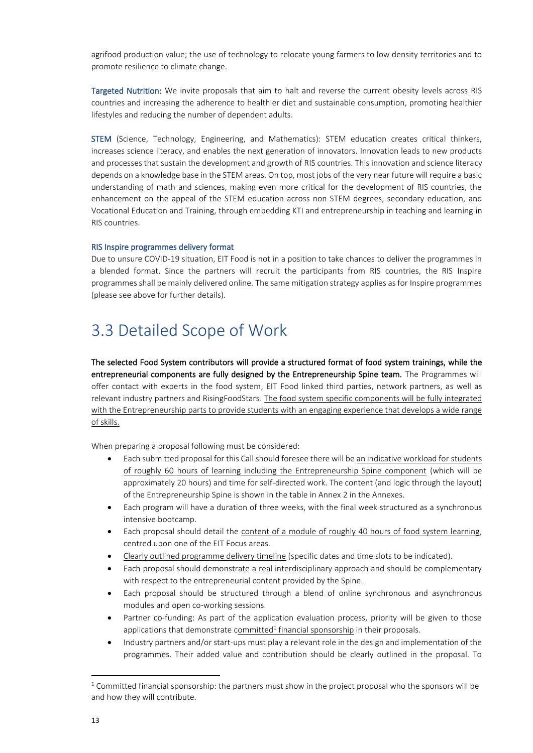agrifood production value; the use of technology to relocate young farmers to low density territories and to promote resilience to climate change.

**Targeted Nutrition:** We invite proposals that aim to halt and reverse the current obesity levels across RIS countries and increasing the adherence to healthier diet and sustainable consumption, promoting healthier lifestyles and reducing the number of dependent adults.

**STEM** (Science, Technology, Engineering, and Mathematics): STEM education creates critical thinkers, increases science literacy, and enables the next generation of innovators. Innovation leads to new products and processes that sustain the development and growth of RIS countries. This innovation and science literacy depends on a knowledge base in the STEM areas. On top, most jobs of the very near future will require a basic understanding of math and sciences, making even more critical for the development of RIS countries, the enhancement on the appeal of the STEM education across non STEM degrees, secondary education, and Vocational Education and Training, through embedding KTI and entrepreneurship in teaching and learning in RIS countries.

#### RIS Inspire programmes delivery format

Due to unsure COVID-19 situation, EIT Food is not in a position to take chances to deliver the programmes in a blended format. Since the partners will recruit the participants from RIS countries, the RIS Inspire programmes shall be mainly delivered online. The same mitigation strategy applies as for Inspire programmes (please see above for further details).

## 3.3 Detailed Scope of Work

**The selected Food System contributors will provide a structured format of food system trainings, while the entrepreneurial components are fully designed by the Entrepreneurship Spine team.** The Programmes will offer contact with experts in the food system, EIT Food linked third parties, network partners, as well as relevant industry partners and RisingFoodStars. The food system specific components will be fully integrated with the Entrepreneurship parts to provide students with an engaging experience that develops a wide range of skills.

When preparing a proposal following must be considered:

- Each submitted proposal for this Call should foresee there will be an indicative workload for students of roughly 60 hours of learning including the Entrepreneurship Spine component (which will be approximately 20 hours) and time for self-directed work. The content (and logic through the layout) of the Entrepreneurship Spine is shown in the table in Annex 2 in the Annexes.
- Each program will have a duration of three weeks, with the final week structured as a synchronous intensive bootcamp.
- Each proposal should detail the content of a module of roughly 40 hours of food system learning, centred upon one of the EIT Focus areas.
- Clearly outlined programme delivery timeline (specific dates and time slots to be indicated).
- Each proposal should demonstrate a real interdisciplinary approach and should be complementary with respect to the entrepreneurial content provided by the Spine.
- Each proposal should be structured through a blend of online synchronous and asynchronous modules and open co-working sessions.
- Partner co-funding: As part of the application evaluation process, priority will be given to those applications that demonstrate committed[1] financial sponsorship in their proposals.
- Industry partners and/or start-ups must play a relevant role in the design and implementation of the programmes. Their added value and contribution should be clearly outlined in the proposal. To

[1] Committed financial sponsorship: the partners must show in the project proposal who the sponsors will be and how they will contribute.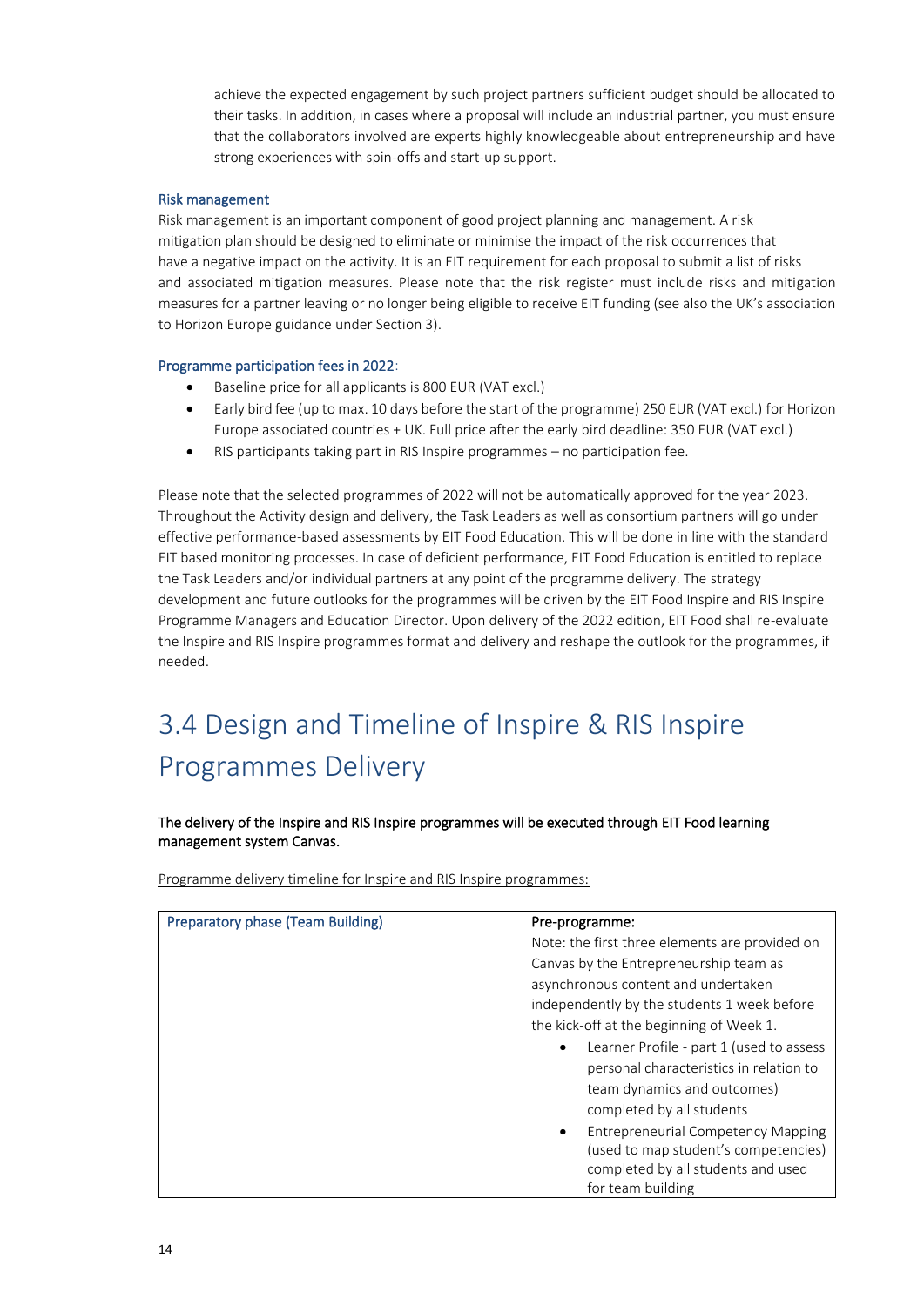achieve the expected engagement by such project partners sufficient budget should be allocated to their tasks. In addition, in cases where a proposal will include an industrial partner, you must ensure that the collaborators involved are experts highly knowledgeable about entrepreneurship and have strong experiences with spin-offs and start-up support.

### Risk management

Risk management is an important component of good project planning and management. A risk mitigation plan should be designed to eliminate or minimise the impact of the risk occurrences that have a negative impact on the activity. It is an EIT requirement for each proposal to submit a list of risks and associated mitigation measures. Please note that the risk register must include risks and mitigation measures for a partner leaving or no longer being eligible to receive EIT funding (see also the UK's association to Horizon Europe guidance under Section 3).

### Programme participation fees in 2022:

- Baseline price for all applicants is 800 EUR (VAT excl.)
- Early bird fee (up to max. 10 days before the start of the programme) 250 EUR (VAT excl.) for Horizon Europe associated countries + UK. Full price after the early bird deadline: 350 EUR (VAT excl.)
- RIS participants taking part in RIS Inspire programmes – no participation fee.

Please note that the selected programmes of 2022 will not be automatically approved for the year 2023. Throughout the Activity design and delivery, the Task Leaders as well as consortium partners will go under effective performance-based assessments by EIT Food Education. This will be done in line with the standard EIT based monitoring processes. In case of deficient performance, EIT Food Education is entitled to replace the Task Leaders and/or individual partners at any point of the programme delivery. The strategy development and future outlooks for the programmes will be driven by the EIT Food Inspire and RIS Inspire Programme Managers and Education Director. Upon delivery of the 2022 edition, EIT Food shall re-evaluate the Inspire and RIS Inspire programmes format and delivery and reshape the outlook for the programmes, if needed.

# 3.4 Design and Timeline of Inspire & RIS Inspire Programmes Delivery

**The delivery of the Inspire and RIS Inspire programmes will be executed through EIT Food learning management system Canvas.**

Programme delivery timeline for Inspire and RIS Inspire programmes:

| Preparatory phase (Team Building) | **Pre-programme:**<br>Note: the first three elements are provided on Canvas by the Entrepreneurship team as asynchronous content and undertaken independently by the students 1 week before the kick-off at the beginning of Week 1.<br>• Learner Profile - part 1 (used to assess personal characteristics in relation to team dynamics and outcomes) completed by all students<br>• Entrepreneurial Competency Mapping (used to map student's competencies) completed by all students and used for team building |
|---|---|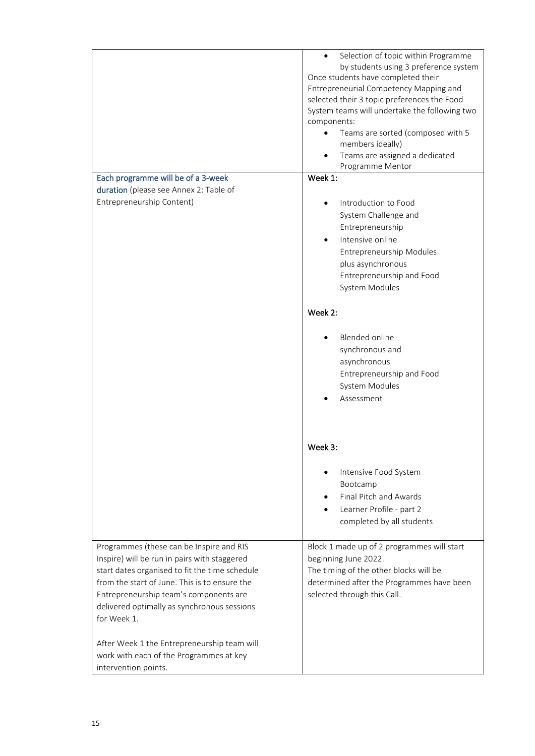| | |
|---|---|
| | • Selection of topic within Programme by students using 3 preference system<br>Once students have completed their Entrepreneurial Competency Mapping and selected their 3 topic preferences the Food System teams will undertake the following two components:<br>• Teams are sorted (composed with 5 members ideally)<br>• Teams are assigned a dedicated Programme Mentor |
| Each programme will be of a 3-week duration (please see Annex 2: Table of Entrepreneurship Content) | **Week 1:**<br>• Introduction to Food System Challenge and Entrepreneurship<br>• Intensive online Entrepreneurship Modules plus asynchronous Entrepreneurship and Food System Modules<br><br>**Week 2:**<br>• Blended online synchronous and asynchronous Entrepreneurship and Food System Modules<br>• Assessment<br><br>**Week 3:**<br>• Intensive Food System Bootcamp<br>• Final Pitch and Awards<br>• Learner Profile - part 2 completed by all students |
| Programmes (these can be Inspire and RIS Inspire) will be run in pairs with staggered start dates organised to fit the time schedule from the start of June. This is to ensure the Entrepreneurship team's components are delivered optimally as synchronous sessions for Week 1.<br><br>After Week 1 the Entrepreneurship team will work with each of the Programmes at key intervention points. | Block 1 made up of 2 programmes will start beginning June 2022.<br>The timing of the other blocks will be determined after the Programmes have been selected through this Call. |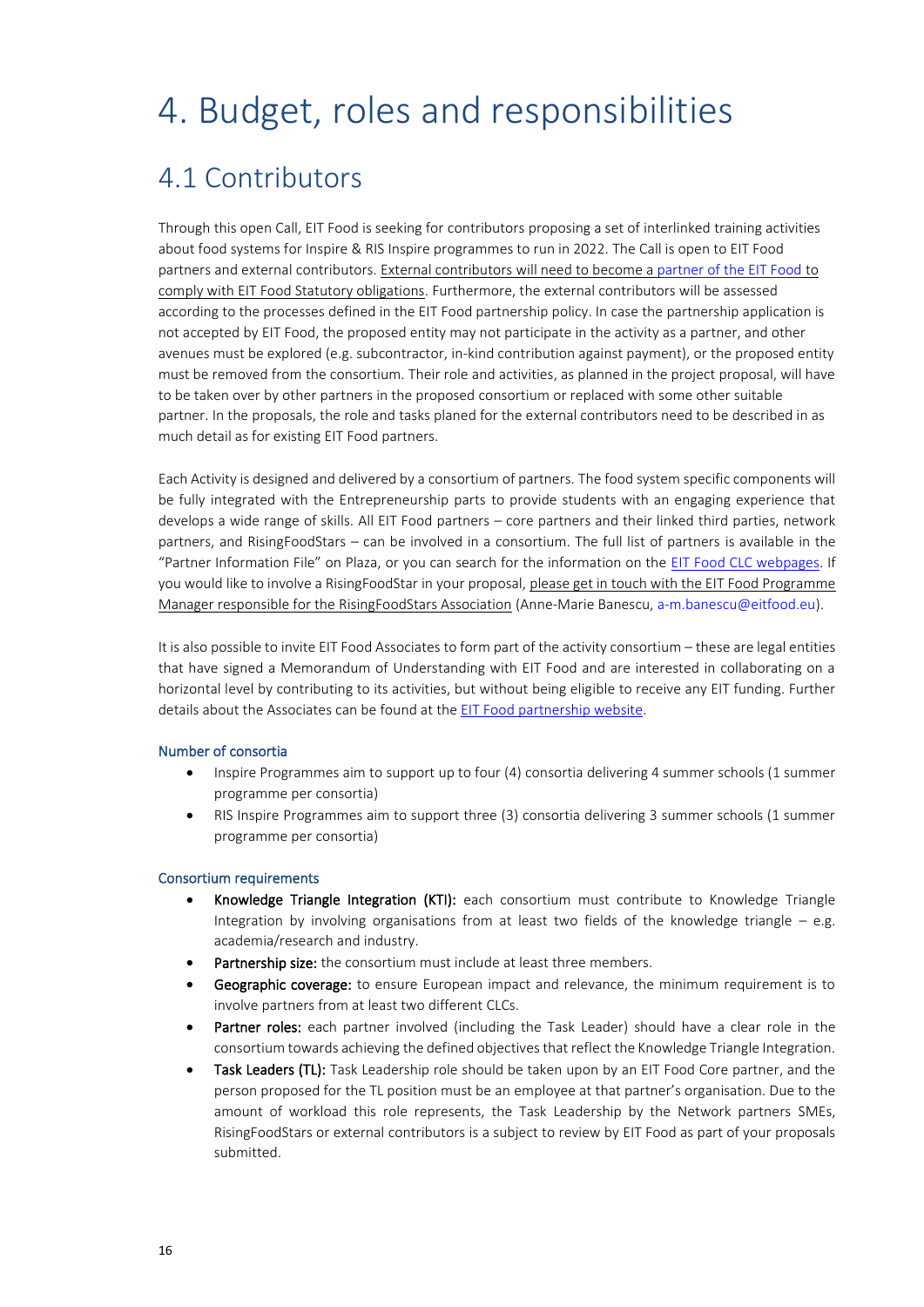# 4. Budget, roles and responsibilities

## 4.1 Contributors

Through this open Call, EIT Food is seeking for contributors proposing a set of interlinked training activities about food systems for Inspire & RIS Inspire programmes to run in 2022. The Call is open to EIT Food partners and external contributors. External contributors will need to become a partner of the EIT Food to comply with EIT Food Statutory obligations. Furthermore, the external contributors will be assessed according to the processes defined in the EIT Food partnership policy. In case the partnership application is not accepted by EIT Food, the proposed entity may not participate in the activity as a partner, and other avenues must be explored (e.g. subcontractor, in-kind contribution against payment), or the proposed entity must be removed from the consortium. Their role and activities, as planned in the project proposal, will have to be taken over by other partners in the proposed consortium or replaced with some other suitable partner. In the proposals, the role and tasks planed for the external contributors need to be described in as much detail as for existing EIT Food partners.

Each Activity is designed and delivered by a consortium of partners. The food system specific components will be fully integrated with the Entrepreneurship parts to provide students with an engaging experience that develops a wide range of skills. All EIT Food partners – core partners and their linked third parties, network partners, and RisingFoodStars – can be involved in a consortium. The full list of partners is available in the "Partner Information File" on Plaza, or you can search for the information on the EIT Food CLC webpages. If you would like to involve a RisingFoodStar in your proposal, please get in touch with the EIT Food Programme Manager responsible for the RisingFoodStars Association (Anne-Marie Banescu, a-m.banescu@eitfood.eu).

It is also possible to invite EIT Food Associates to form part of the activity consortium – these are legal entities that have signed a Memorandum of Understanding with EIT Food and are interested in collaborating on a horizontal level by contributing to its activities, but without being eligible to receive any EIT funding. Further details about the Associates can be found at the EIT Food partnership website.

### Number of consortia

- Inspire Programmes aim to support up to four (4) consortia delivering 4 summer schools (1 summer programme per consortia)
- RIS Inspire Programmes aim to support three (3) consortia delivering 3 summer schools (1 summer programme per consortia)

### Consortium requirements

- **Knowledge Triangle Integration (KTI):** each consortium must contribute to Knowledge Triangle Integration by involving organisations from at least two fields of the knowledge triangle – e.g. academia/research and industry.
- **Partnership size:** the consortium must include at least three members.
- **Geographic coverage:** to ensure European impact and relevance, the minimum requirement is to involve partners from at least two different CLCs.
- **Partner roles:** each partner involved (including the Task Leader) should have a clear role in the consortium towards achieving the defined objectives that reflect the Knowledge Triangle Integration.
- **Task Leaders (TL):** Task Leadership role should be taken upon by an EIT Food Core partner, and the person proposed for the TL position must be an employee at that partner's organisation. Due to the amount of workload this role represents, the Task Leadership by the Network partners SMEs, RisingFoodStars or external contributors is a subject to review by EIT Food as part of your proposals submitted.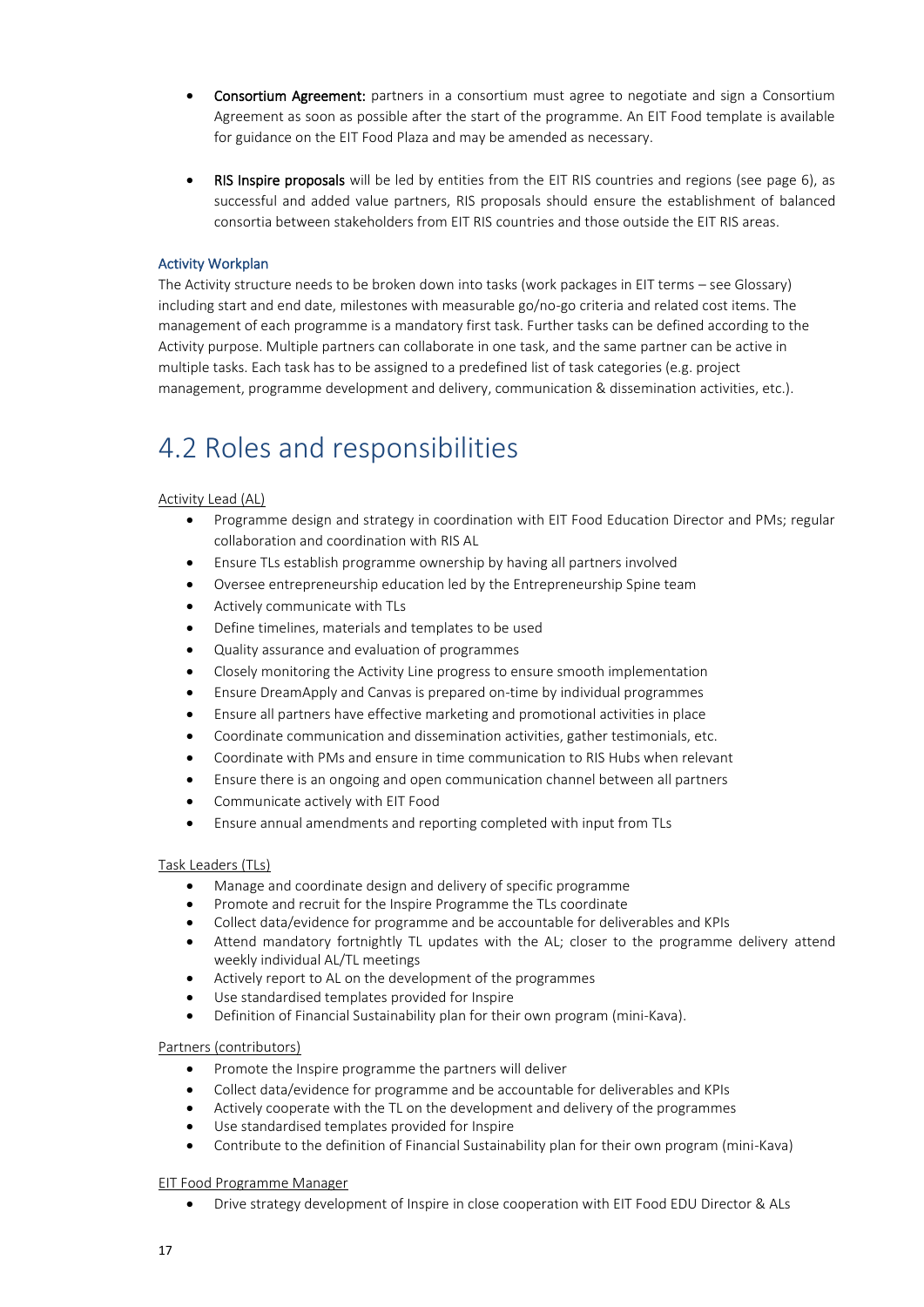- **Consortium Agreement:** partners in a consortium must agree to negotiate and sign a Consortium Agreement as soon as possible after the start of the programme. An EIT Food template is available for guidance on the EIT Food Plaza and may be amended as necessary.

- **RIS Inspire proposals** will be led by entities from the EIT RIS countries and regions (see page 6), as successful and added value partners, RIS proposals should ensure the establishment of balanced consortia between stakeholders from EIT RIS countries and those outside the EIT RIS areas.

### Activity Workplan

The Activity structure needs to be broken down into tasks (work packages in EIT terms – see Glossary) including start and end date, milestones with measurable go/no-go criteria and related cost items. The management of each programme is a mandatory first task. Further tasks can be defined according to the Activity purpose. Multiple partners can collaborate in one task, and the same partner can be active in multiple tasks. Each task has to be assigned to a predefined list of task categories (e.g. project management, programme development and delivery, communication & dissemination activities, etc.).

## 4.2 Roles and responsibilities

Activity Lead (AL)

- Programme design and strategy in coordination with EIT Food Education Director and PMs; regular collaboration and coordination with RIS AL
- Ensure TLs establish programme ownership by having all partners involved
- Oversee entrepreneurship education led by the Entrepreneurship Spine team
- Actively communicate with TLs
- Define timelines, materials and templates to be used
- Quality assurance and evaluation of programmes
- Closely monitoring the Activity Line progress to ensure smooth implementation
- Ensure DreamApply and Canvas is prepared on-time by individual programmes
- Ensure all partners have effective marketing and promotional activities in place
- Coordinate communication and dissemination activities, gather testimonials, etc.
- Coordinate with PMs and ensure in time communication to RIS Hubs when relevant
- Ensure there is an ongoing and open communication channel between all partners
- Communicate actively with EIT Food
- Ensure annual amendments and reporting completed with input from TLs

Task Leaders (TLs)

- Manage and coordinate design and delivery of specific programme
- Promote and recruit for the Inspire Programme the TLs coordinate
- Collect data/evidence for programme and be accountable for deliverables and KPIs
- Attend mandatory fortnightly TL updates with the AL; closer to the programme delivery attend weekly individual AL/TL meetings
- Actively report to AL on the development of the programmes
- Use standardised templates provided for Inspire
- Definition of Financial Sustainability plan for their own program (mini-Kava).

Partners (contributors)

- Promote the Inspire programme the partners will deliver
- Collect data/evidence for programme and be accountable for deliverables and KPIs
- Actively cooperate with the TL on the development and delivery of the programmes
- Use standardised templates provided for Inspire
- Contribute to the definition of Financial Sustainability plan for their own program (mini-Kava)

EIT Food Programme Manager

- Drive strategy development of Inspire in close cooperation with EIT Food EDU Director & ALs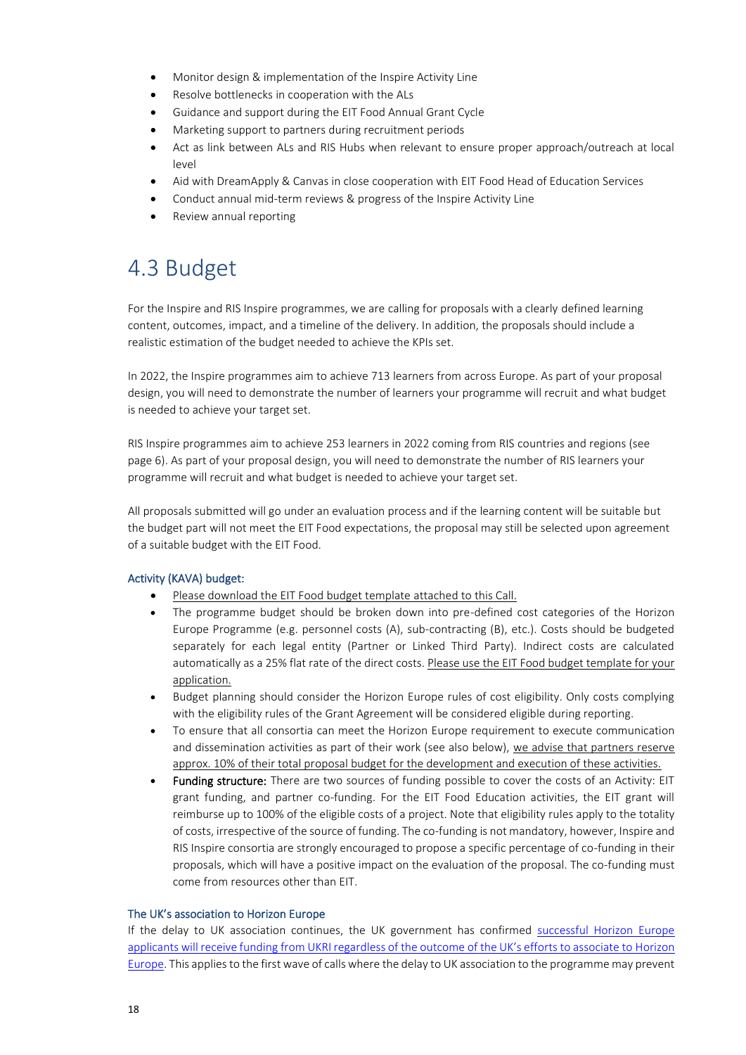- Monitor design & implementation of the Inspire Activity Line
- Resolve bottlenecks in cooperation with the ALs
- Guidance and support during the EIT Food Annual Grant Cycle
- Marketing support to partners during recruitment periods
- Act as link between ALs and RIS Hubs when relevant to ensure proper approach/outreach at local level
- Aid with DreamApply & Canvas in close cooperation with EIT Food Head of Education Services
- Conduct annual mid-term reviews & progress of the Inspire Activity Line
- Review annual reporting

# 4.3 Budget

For the Inspire and RIS Inspire programmes, we are calling for proposals with a clearly defined learning content, outcomes, impact, and a timeline of the delivery. In addition, the proposals should include a realistic estimation of the budget needed to achieve the KPIs set.

In 2022, the Inspire programmes aim to achieve 713 learners from across Europe. As part of your proposal design, you will need to demonstrate the number of learners your programme will recruit and what budget is needed to achieve your target set.

RIS Inspire programmes aim to achieve 253 learners in 2022 coming from RIS countries and regions (see page 6). As part of your proposal design, you will need to demonstrate the number of RIS learners your programme will recruit and what budget is needed to achieve your target set.

All proposals submitted will go under an evaluation process and if the learning content will be suitable but the budget part will not meet the EIT Food expectations, the proposal may still be selected upon agreement of a suitable budget with the EIT Food.

### Activity (KAVA) budget:

- Please download the EIT Food budget template attached to this Call.
- The programme budget should be broken down into pre-defined cost categories of the Horizon Europe Programme (e.g. personnel costs (A), sub-contracting (B), etc.). Costs should be budgeted separately for each legal entity (Partner or Linked Third Party). Indirect costs are calculated automatically as a 25% flat rate of the direct costs. Please use the EIT Food budget template for your application.
- Budget planning should consider the Horizon Europe rules of cost eligibility. Only costs complying with the eligibility rules of the Grant Agreement will be considered eligible during reporting.
- To ensure that all consortia can meet the Horizon Europe requirement to execute communication and dissemination activities as part of their work (see also below), we advise that partners reserve approx. 10% of their total proposal budget for the development and execution of these activities.
- **Funding structure:** There are two sources of funding possible to cover the costs of an Activity: EIT grant funding, and partner co-funding. For the EIT Food Education activities, the EIT grant will reimburse up to 100% of the eligible costs of a project. Note that eligibility rules apply to the totality of costs, irrespective of the source of funding. The co-funding is not mandatory, however, Inspire and RIS Inspire consortia are strongly encouraged to propose a specific percentage of co-funding in their proposals, which will have a positive impact on the evaluation of the proposal. The co-funding must come from resources other than EIT.

### The UK's association to Horizon Europe

If the delay to UK association continues, the UK government has confirmed successful Horizon Europe applicants will receive funding from UKRI regardless of the outcome of the UK's efforts to associate to Horizon Europe. This applies to the first wave of calls where the delay to UK association to the programme may prevent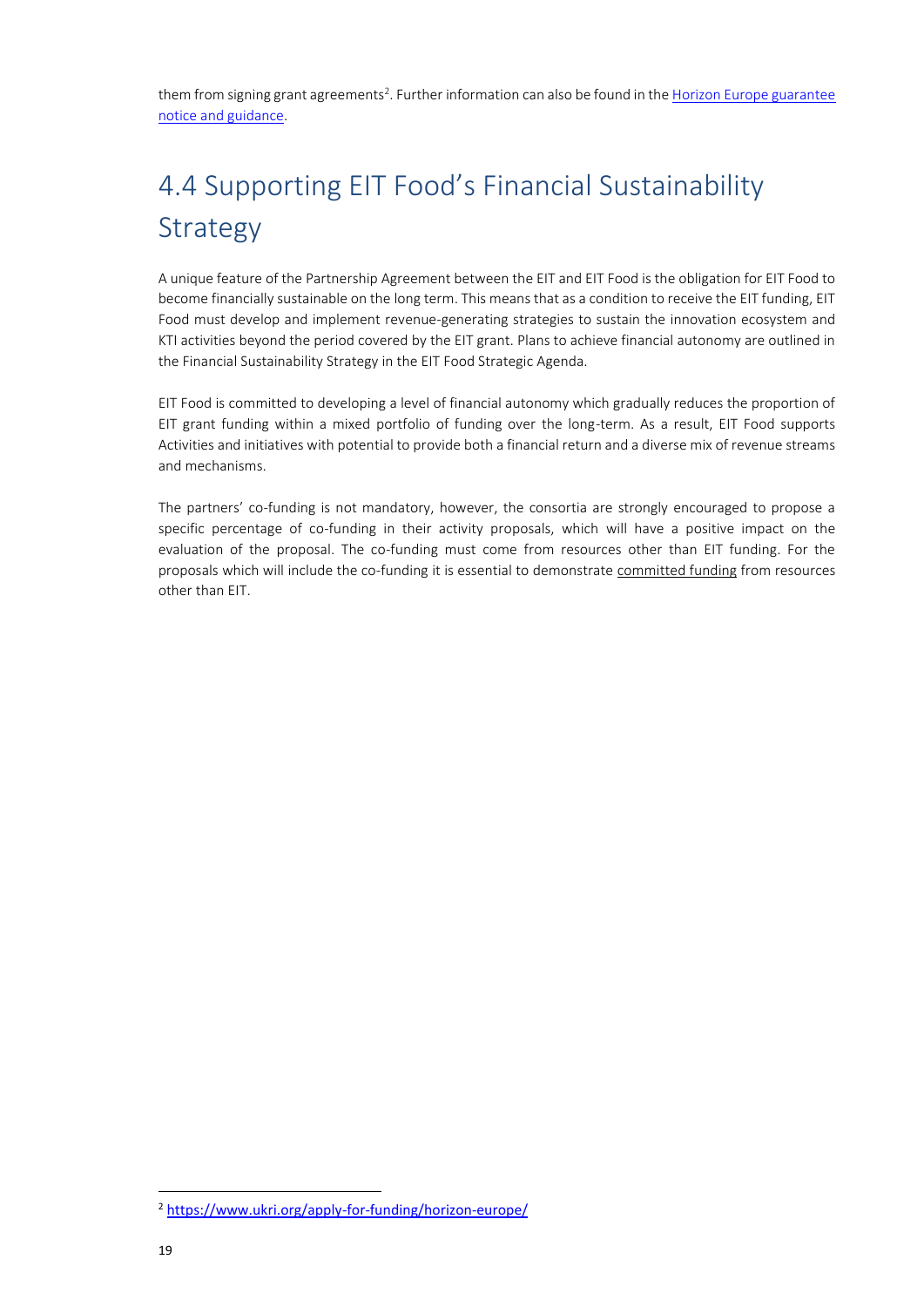them from signing grant agreements[2]. Further information can also be found in the [Horizon Europe guarantee notice and guidance](https://www.ukri.org/apply-for-funding/horizon-europe/).

## 4.4 Supporting EIT Food's Financial Sustainability Strategy

A unique feature of the Partnership Agreement between the EIT and EIT Food is the obligation for EIT Food to become financially sustainable on the long term. This means that as a condition to receive the EIT funding, EIT Food must develop and implement revenue-generating strategies to sustain the innovation ecosystem and KTI activities beyond the period covered by the EIT grant. Plans to achieve financial autonomy are outlined in the Financial Sustainability Strategy in the EIT Food Strategic Agenda.

EIT Food is committed to developing a level of financial autonomy which gradually reduces the proportion of EIT grant funding within a mixed portfolio of funding over the long-term. As a result, EIT Food supports Activities and initiatives with potential to provide both a financial return and a diverse mix of revenue streams and mechanisms.

The partners' co-funding is not mandatory, however, the consortia are strongly encouraged to propose a specific percentage of co-funding in their activity proposals, which will have a positive impact on the evaluation of the proposal. The co-funding must come from resources other than EIT funding. For the proposals which will include the co-funding it is essential to demonstrate committed funding from resources other than EIT.

[2] https://www.ukri.org/apply-for-funding/horizon-europe/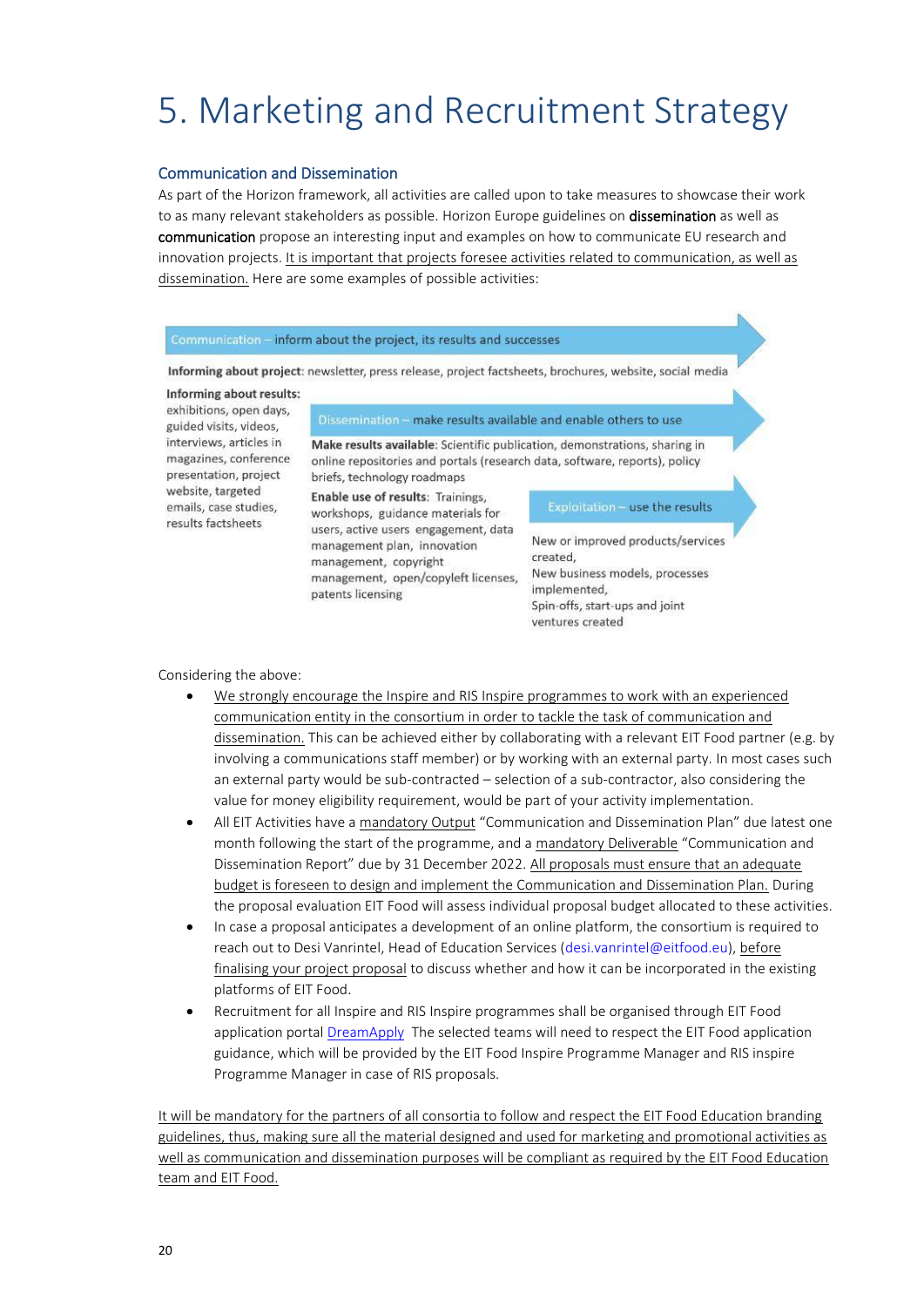# 5. Marketing and Recruitment Strategy

## Communication and Dissemination

As part of the Horizon framework, all activities are called upon to take measures to showcase their work to as many relevant stakeholders as possible. Horizon Europe guidelines on **dissemination** as well as **communication** propose an interesting input and examples on how to communicate EU research and innovation projects. It is important that projects foresee activities related to communication, as well as dissemination. Here are some examples of possible activities:

**Communication – inform about the project, its results and successes**

**Informing about project**: newsletter, press release, project factsheets, brochures, website, social media

**Informing about results:** exhibitions, open days, guided visits, videos, interviews, articles in magazines, conference presentation, project website, targeted emails, case studies, results factsheets

**Dissemination – make results available and enable others to use**

**Make results available**: Scientific publication, demonstrations, sharing in online repositories and portals (research data, software, reports), policy briefs, technology roadmaps

**Enable use of results**: Trainings, workshops, guidance materials for users, active users engagement, data management plan, innovation management, copyright management, open/copyleft licenses, patents licensing

**Exploitation – use the results**

New or improved products/services created,
New business models, processes implemented,
Spin-offs, start-ups and joint ventures created

Considering the above:

- We strongly encourage the Inspire and RIS Inspire programmes to work with an experienced communication entity in the consortium in order to tackle the task of communication and dissemination. This can be achieved either by collaborating with a relevant EIT Food partner (e.g. by involving a communications staff member) or by working with an external party. In most cases such an external party would be sub-contracted – selection of a sub-contractor, also considering the value for money eligibility requirement, would be part of your activity implementation.
- All EIT Activities have a mandatory Output "Communication and Dissemination Plan" due latest one month following the start of the programme, and a mandatory Deliverable "Communication and Dissemination Report" due by 31 December 2022. All proposals must ensure that an adequate budget is foreseen to design and implement the Communication and Dissemination Plan. During the proposal evaluation EIT Food will assess individual proposal budget allocated to these activities.
- In case a proposal anticipates a development of an online platform, the consortium is required to reach out to Desi Vanrintel, Head of Education Services (desi.vanrintel@eitfood.eu), before finalising your project proposal to discuss whether and how it can be incorporated in the existing platforms of EIT Food.
- Recruitment for all Inspire and RIS Inspire programmes shall be organised through EIT Food application portal DreamApply The selected teams will need to respect the EIT Food application guidance, which will be provided by the EIT Food Inspire Programme Manager and RIS inspire Programme Manager in case of RIS proposals.

It will be mandatory for the partners of all consortia to follow and respect the EIT Food Education branding guidelines, thus, making sure all the material designed and used for marketing and promotional activities as well as communication and dissemination purposes will be compliant as required by the EIT Food Education team and EIT Food.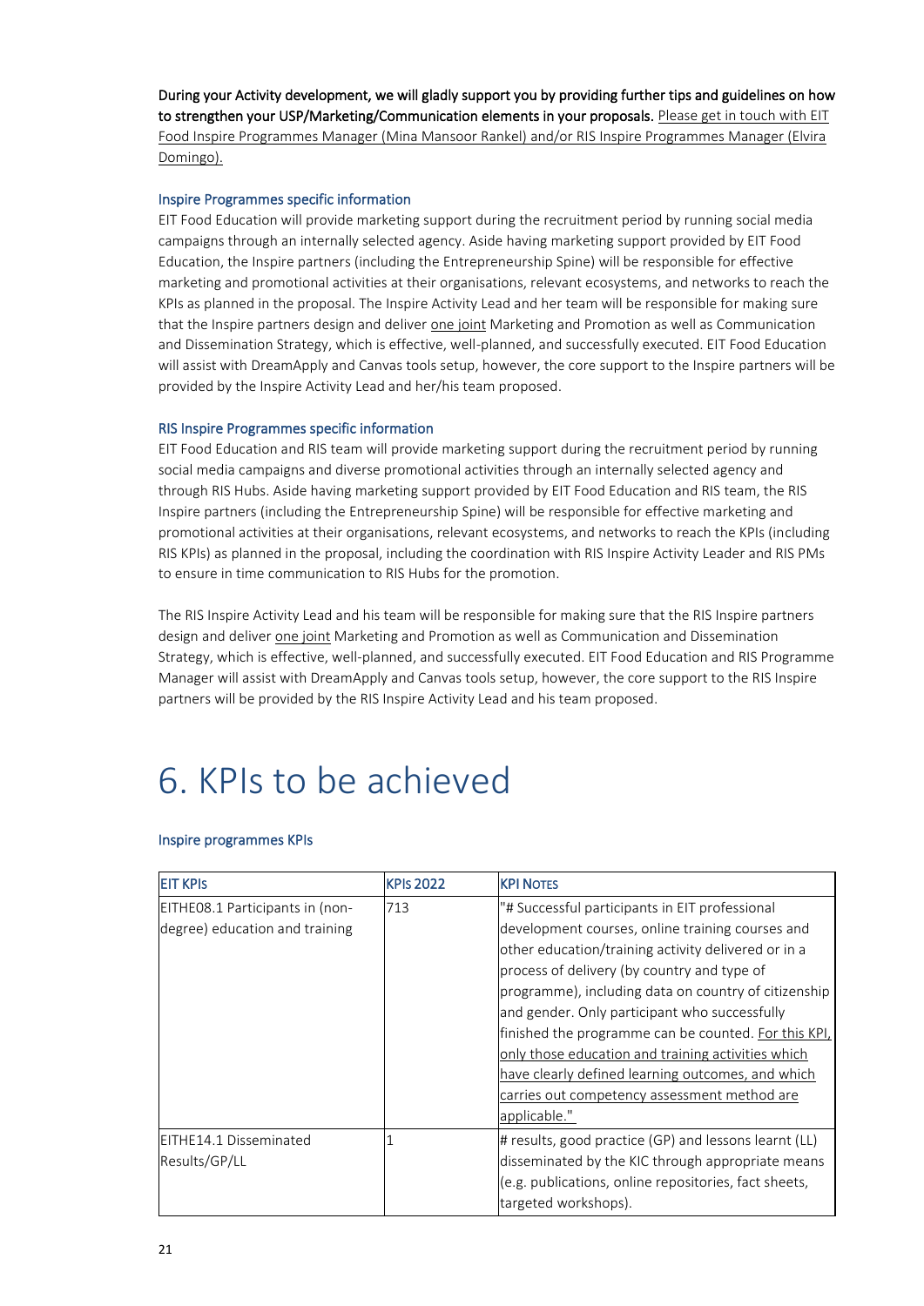**During your Activity development, we will gladly support you by providing further tips and guidelines on how to strengthen your USP/Marketing/Communication elements in your proposals.** Please get in touch with EIT Food Inspire Programmes Manager (Mina Mansoor Rankel) and/or RIS Inspire Programmes Manager (Elvira Domingo).

### Inspire Programmes specific information

EIT Food Education will provide marketing support during the recruitment period by running social media campaigns through an internally selected agency. Aside having marketing support provided by EIT Food Education, the Inspire partners (including the Entrepreneurship Spine) will be responsible for effective marketing and promotional activities at their organisations, relevant ecosystems, and networks to reach the KPIs as planned in the proposal. The Inspire Activity Lead and her team will be responsible for making sure that the Inspire partners design and deliver one joint Marketing and Promotion as well as Communication and Dissemination Strategy, which is effective, well-planned, and successfully executed. EIT Food Education will assist with DreamApply and Canvas tools setup, however, the core support to the Inspire partners will be provided by the Inspire Activity Lead and her/his team proposed.

### RIS Inspire Programmes specific information

EIT Food Education and RIS team will provide marketing support during the recruitment period by running social media campaigns and diverse promotional activities through an internally selected agency and through RIS Hubs. Aside having marketing support provided by EIT Food Education and RIS team, the RIS Inspire partners (including the Entrepreneurship Spine) will be responsible for effective marketing and promotional activities at their organisations, relevant ecosystems, and networks to reach the KPIs (including RIS KPIs) as planned in the proposal, including the coordination with RIS Inspire Activity Leader and RIS PMs to ensure in time communication to RIS Hubs for the promotion.

The RIS Inspire Activity Lead and his team will be responsible for making sure that the RIS Inspire partners design and deliver one joint Marketing and Promotion as well as Communication and Dissemination Strategy, which is effective, well-planned, and successfully executed. EIT Food Education and RIS Programme Manager will assist with DreamApply and Canvas tools setup, however, the core support to the RIS Inspire partners will be provided by the RIS Inspire Activity Lead and his team proposed.

# 6. KPIs to be achieved

### Inspire programmes KPIs

| EIT KPIs | KPIs 2022 | KPI Notes |
|---|---|---|
| EITHE08.1 Participants in (non-degree) education and training | 713 | "# Successful participants in EIT professional development courses, online training courses and other education/training activity delivered or in a process of delivery (by country and type of programme), including data on country of citizenship and gender. Only participant who successfully finished the programme can be counted. For this KPI, only those education and training activities which have clearly defined learning outcomes, and which carries out competency assessment method are applicable." |
| EITHE14.1 Disseminated Results/GP/LL | 1 | # results, good practice (GP) and lessons learnt (LL) disseminated by the KIC through appropriate means (e.g. publications, online repositories, fact sheets, targeted workshops). |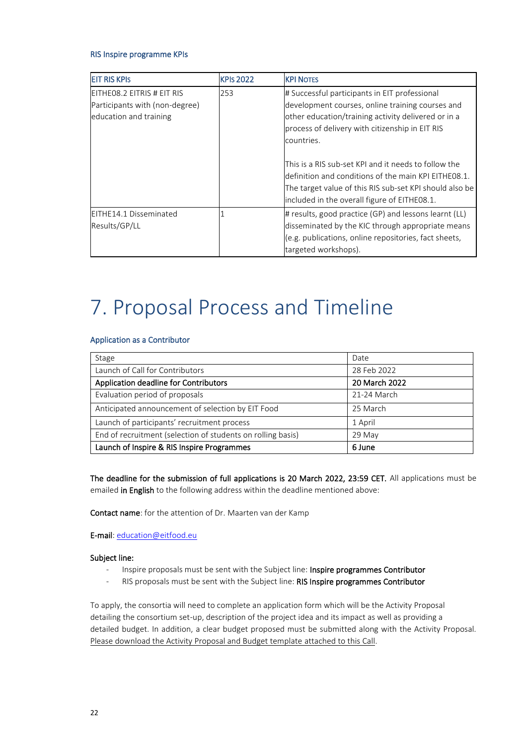### RIS Inspire programme KPIs

| EIT RIS KPIs | KPIs 2022 | KPI Notes |
|---|---|---|
| EITHE08.2 EITRIS # EIT RIS Participants with (non-degree) education and training | 253 | # Successful participants in EIT professional development courses, online training courses and other education/training activity delivered or in a process of delivery with citizenship in EIT RIS countries.<br><br>This is a RIS sub-set KPI and it needs to follow the definition and conditions of the main KPI EITHE08.1. The target value of this RIS sub-set KPI should also be included in the overall figure of EITHE08.1. |
| EITHE14.1 Disseminated Results/GP/LL | 1 | # results, good practice (GP) and lessons learnt (LL) disseminated by the KIC through appropriate means (e.g. publications, online repositories, fact sheets, targeted workshops). |

# 7. Proposal Process and Timeline

### Application as a Contributor

| Stage | Date |
|---|---|
| Launch of Call for Contributors | 28 Feb 2022 |
| **Application deadline for Contributors** | **20 March 2022** |
| Evaluation period of proposals | 21-24 March |
| Anticipated announcement of selection by EIT Food | 25 March |
| Launch of participants' recruitment process | 1 April |
| End of recruitment (selection of students on rolling basis) | 29 May |
| **Launch of Inspire & RIS Inspire Programmes** | **6 June** |

**The deadline for the submission of full applications is 20 March 2022, 23:59 CET.** All applications must be emailed **in English** to the following address within the deadline mentioned above:

**Contact name**: for the attention of Dr. Maarten van der Kamp

**E-mail**: education@eitfood.eu

**Subject line:**

- Inspire proposals must be sent with the Subject line: **Inspire programmes Contributor**
- RIS proposals must be sent with the Subject line: **RIS Inspire programmes Contributor**

To apply, the consortia will need to complete an application form which will be the Activity Proposal detailing the consortium set-up, description of the project idea and its impact as well as providing a detailed budget. In addition, a clear budget proposed must be submitted along with the Activity Proposal. Please download the Activity Proposal and Budget template attached to this Call.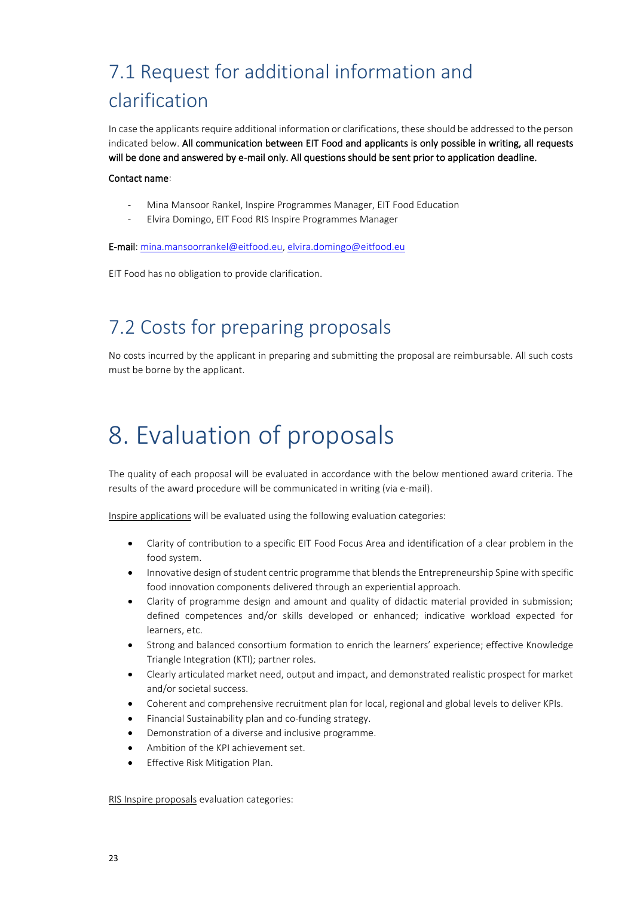## 7.1 Request for additional information and clarification

In case the applicants require additional information or clarifications, these should be addressed to the person indicated below. **All communication between EIT Food and applicants is only possible in writing, all requests will be done and answered by e-mail only. All questions should be sent prior to application deadline.**

**Contact name**:

- Mina Mansoor Rankel, Inspire Programmes Manager, EIT Food Education
- Elvira Domingo, EIT Food RIS Inspire Programmes Manager

**E-mail**: mina.mansoorrankel@eitfood.eu, elvira.domingo@eitfood.eu

EIT Food has no obligation to provide clarification.

## 7.2 Costs for preparing proposals

No costs incurred by the applicant in preparing and submitting the proposal are reimbursable. All such costs must be borne by the applicant.

# 8. Evaluation of proposals

The quality of each proposal will be evaluated in accordance with the below mentioned award criteria. The results of the award procedure will be communicated in writing (via e-mail).

Inspire applications will be evaluated using the following evaluation categories:

- Clarity of contribution to a specific EIT Food Focus Area and identification of a clear problem in the food system.
- Innovative design of student centric programme that blends the Entrepreneurship Spine with specific food innovation components delivered through an experiential approach.
- Clarity of programme design and amount and quality of didactic material provided in submission; defined competences and/or skills developed or enhanced; indicative workload expected for learners, etc.
- Strong and balanced consortium formation to enrich the learners' experience; effective Knowledge Triangle Integration (KTI); partner roles.
- Clearly articulated market need, output and impact, and demonstrated realistic prospect for market and/or societal success.
- Coherent and comprehensive recruitment plan for local, regional and global levels to deliver KPIs.
- Financial Sustainability plan and co-funding strategy.
- Demonstration of a diverse and inclusive programme.
- Ambition of the KPI achievement set.
- Effective Risk Mitigation Plan.

RIS Inspire proposals evaluation categories: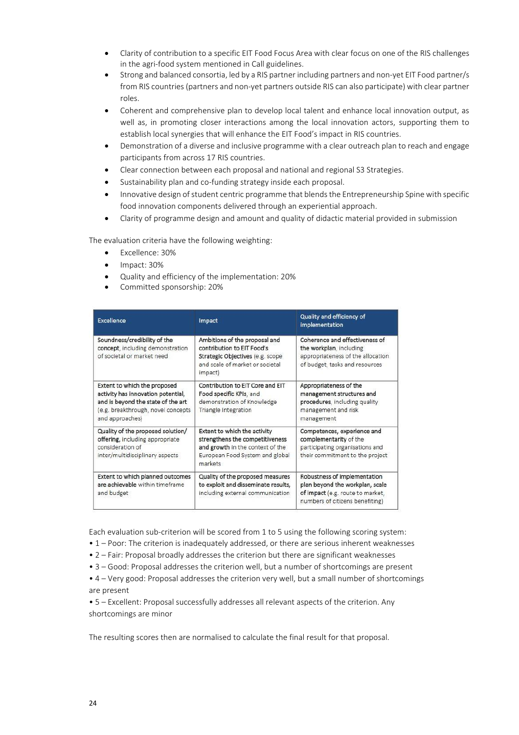- Clarity of contribution to a specific EIT Food Focus Area with clear focus on one of the RIS challenges in the agri-food system mentioned in Call guidelines.
- Strong and balanced consortia, led by a RIS partner including partners and non-yet EIT Food partner/s from RIS countries (partners and non-yet partners outside RIS can also participate) with clear partner roles.
- Coherent and comprehensive plan to develop local talent and enhance local innovation output, as well as, in promoting closer interactions among the local innovation actors, supporting them to establish local synergies that will enhance the EIT Food's impact in RIS countries.
- Demonstration of a diverse and inclusive programme with a clear outreach plan to reach and engage participants from across 17 RIS countries.
- Clear connection between each proposal and national and regional S3 Strategies.
- Sustainability plan and co-funding strategy inside each proposal.
- Innovative design of student centric programme that blends the Entrepreneurship Spine with specific food innovation components delivered through an experiential approach.
- Clarity of programme design and amount and quality of didactic material provided in submission

The evaluation criteria have the following weighting:

- Excellence: 30%
- Impact: 30%
- Quality and efficiency of the implementation: 20%
- Committed sponsorship: 20%

| Excellence | Impact | Quality and efficiency of implementation |
|---|---|---|
| **Soundness/credibility of the concept**, including demonstration of societal or market need | **Ambitions of the proposal and contribution to EIT Food's Strategic Objectives** (e.g. scope and scale of market or societal impact) | **Coherence and effectiveness of the workplan**, including appropriateness of the allocation of budget, tasks and resources |
| **Extent to which the proposed activity has innovation potential, and is beyond the state of the art** (e.g. breakthrough, novel concepts and approaches) | **Contribution to EIT Core and EIT Food specific KPIs**, and demonstration of Knowledge Triangle Integration | **Appropriateness of the management structures and procedures**, including quality management and risk management |
| **Quality of the proposed solution/ offering**, including appropriate consideration of inter/multidisciplinary aspects | **Extent to which the activity strengthens the competitiveness and growth** in the context of the European Food System and global markets | **Competences, experience and complementarity** of the participating organisations and their commitment to the project |
| **Extent to which planned outcomes are achievable** within timeframe and budget | **Quality of the proposed measures to exploit and disseminate results**, including external communication | **Robustness of implementation plan beyond the workplan, scale of impact** (e.g. route to market, numbers of citizens benefiting) |

Each evaluation sub-criterion will be scored from 1 to 5 using the following scoring system:

- 1 – Poor: The criterion is inadequately addressed, or there are serious inherent weaknesses
- 2 – Fair: Proposal broadly addresses the criterion but there are significant weaknesses
- 3 – Good: Proposal addresses the criterion well, but a number of shortcomings are present
- 4 – Very good: Proposal addresses the criterion very well, but a small number of shortcomings are present
- 5 – Excellent: Proposal successfully addresses all relevant aspects of the criterion. Any shortcomings are minor

The resulting scores then are normalised to calculate the final result for that proposal.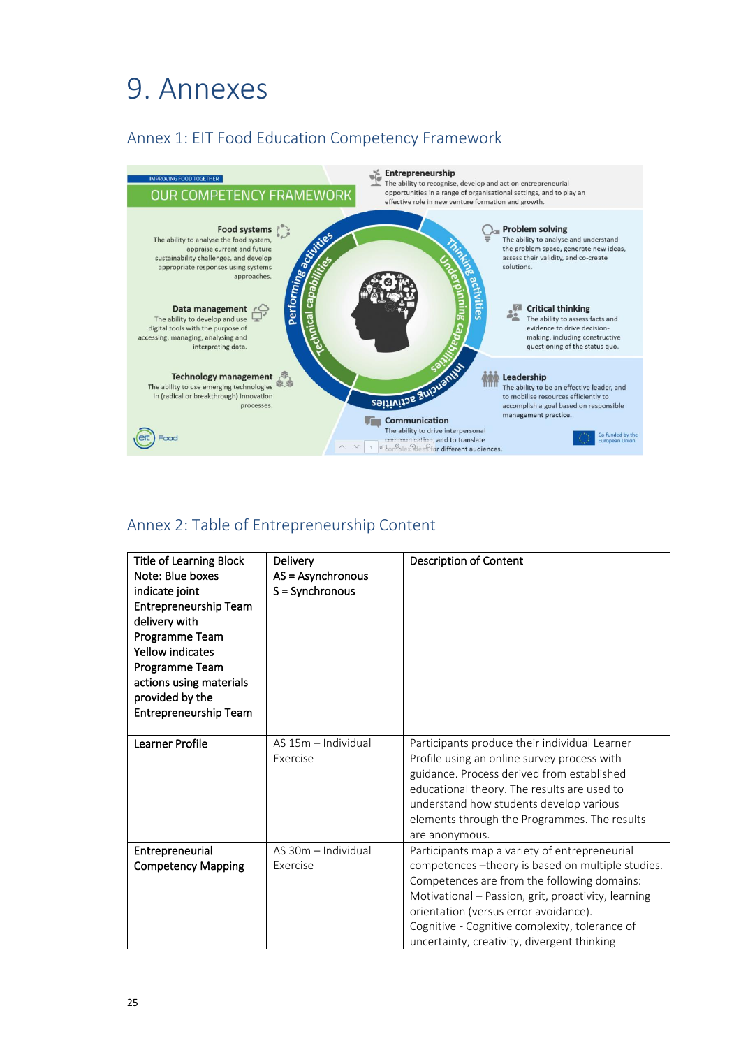# 9. Annexes

## Annex 1: EIT Food Education Competency Framework

IMPROVING FOOD TOGETHER

OUR COMPETENCY FRAMEWORK

**Entrepreneurship**
The ability to recognise, develop and act on entrepreneurial opportunities in a range of organisational settings, and to play an effective role in new venture formation and growth.

**Food systems**
The ability to analyse the food system, appraise current and future sustainability challenges, and develop appropriate responses using systems approaches.

**Data management**
The ability to develop and use digital tools with the purpose of accessing, managing, analysing and interpreting data.

**Technology management**
The ability to use emerging technologies in (radical or breakthrough) innovation processes.

**Problem solving**
The ability to analyse and understand the problem space, generate new ideas, assess their validity, and co-create solutions.

**Critical thinking**
The ability to assess facts and evidence to drive decision-making, including constructive questioning of the status quo.

**Leadership**
The ability to be an effective leader, and to mobilise resources efficiently to accomplish a goal based on responsible management practice.

**Communication**
The ability to drive interpersonal communication, and to translate complex ideas for different audiences.

Performing activities — Technical capabilities — Thinking activities — Underpinning capabilities — Influencing activities

eit Food

Co-funded by the European Union

## Annex 2: Table of Entrepreneurship Content

| Title of Learning Block<br>Note: Blue boxes indicate joint Entrepreneurship Team delivery with Programme Team<br>Yellow indicates Programme Team actions using materials provided by the Entrepreneurship Team | Delivery<br>AS = Asynchronous<br>S = Synchronous | Description of Content |
|---|---|---|
| Learner Profile | AS 15m – Individual Exercise | Participants produce their individual Learner Profile using an online survey process with guidance. Process derived from established educational theory. The results are used to understand how students develop various elements through the Programmes. The results are anonymous. |
| Entrepreneurial Competency Mapping | AS 30m – Individual Exercise | Participants map a variety of entrepreneurial competences –theory is based on multiple studies. Competences are from the following domains:<br>Motivational – Passion, grit, proactivity, learning orientation (versus error avoidance).<br>Cognitive - Cognitive complexity, tolerance of uncertainty, creativity, divergent thinking |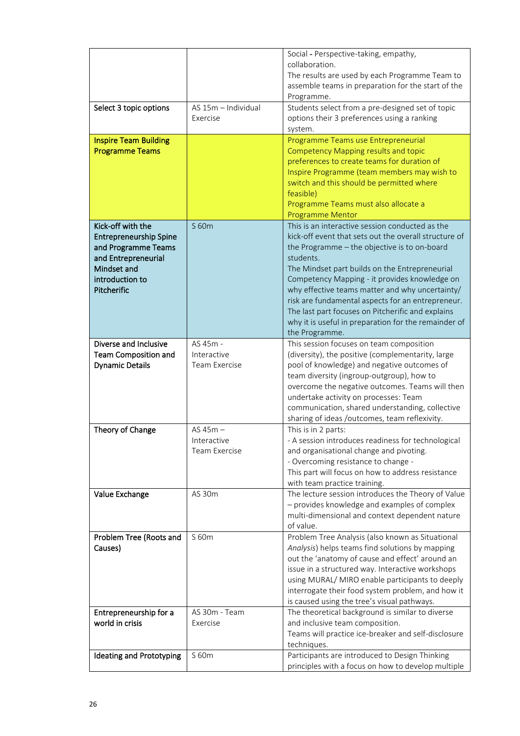| | | |
|---|---|---|
| | | Social - Perspective-taking, empathy, collaboration.<br>The results are used by each Programme Team to assemble teams in preparation for the start of the Programme. |
| Select 3 topic options | AS 15m – Individual Exercise | Students select from a pre-designed set of topic options their 3 preferences using a ranking system. |
| **Inspire Team Building Programme Teams** | | Programme Teams use Entrepreneurial Competency Mapping results and topic preferences to create teams for duration of Inspire Programme (team members may wish to switch and this should be permitted where feasible)<br>Programme Teams must also allocate a Programme Mentor |
| **Kick-off with the Entrepreneurship Spine and Programme Teams and Entrepreneurial Mindset and introduction to Pitcherific** | S 60m | This is an interactive session conducted as the kick-off event that sets out the overall structure of the Programme – the objective is to on-board students.<br>The Mindset part builds on the Entrepreneurial Competency Mapping - it provides knowledge on why effective teams matter and why uncertainty/ risk are fundamental aspects for an entrepreneur.<br>The last part focuses on Pitcherific and explains why it is useful in preparation for the remainder of the Programme. |
| **Diverse and Inclusive Team Composition and Dynamic Details** | AS 45m - Interactive Team Exercise | This session focuses on team composition (diversity), the positive (complementarity, large pool of knowledge) and negative outcomes of team diversity (ingroup-outgroup), how to overcome the negative outcomes. Teams will then undertake activity on processes: Team communication, shared understanding, collective sharing of ideas /outcomes, team reflexivity. |
| **Theory of Change** | AS 45m – Interactive Team Exercise | This is in 2 parts:<br>- A session introduces readiness for technological and organisational change and pivoting.<br>- Overcoming resistance to change -<br>This part will focus on how to address resistance with team practice training. |
| **Value Exchange** | AS 30m | The lecture session introduces the Theory of Value – provides knowledge and examples of complex multi-dimensional and context dependent nature of value. |
| **Problem Tree (Roots and Causes)** | S 60m | Problem Tree Analysis (also known as Situational *Analysis*) helps teams find solutions by mapping out the 'anatomy of cause and effect' around an issue in a structured way. Interactive workshops using MURAL/ MIRO enable participants to deeply interrogate their food system problem, and how it is caused using the tree's visual pathways. |
| **Entrepreneurship for a world in crisis** | AS 30m - Team Exercise | The theoretical background is similar to diverse and inclusive team composition.<br>Teams will practice ice-breaker and self-disclosure techniques. |
| **Ideating and Prototyping** | S 60m | Participants are introduced to Design Thinking principles with a focus on how to develop multiple |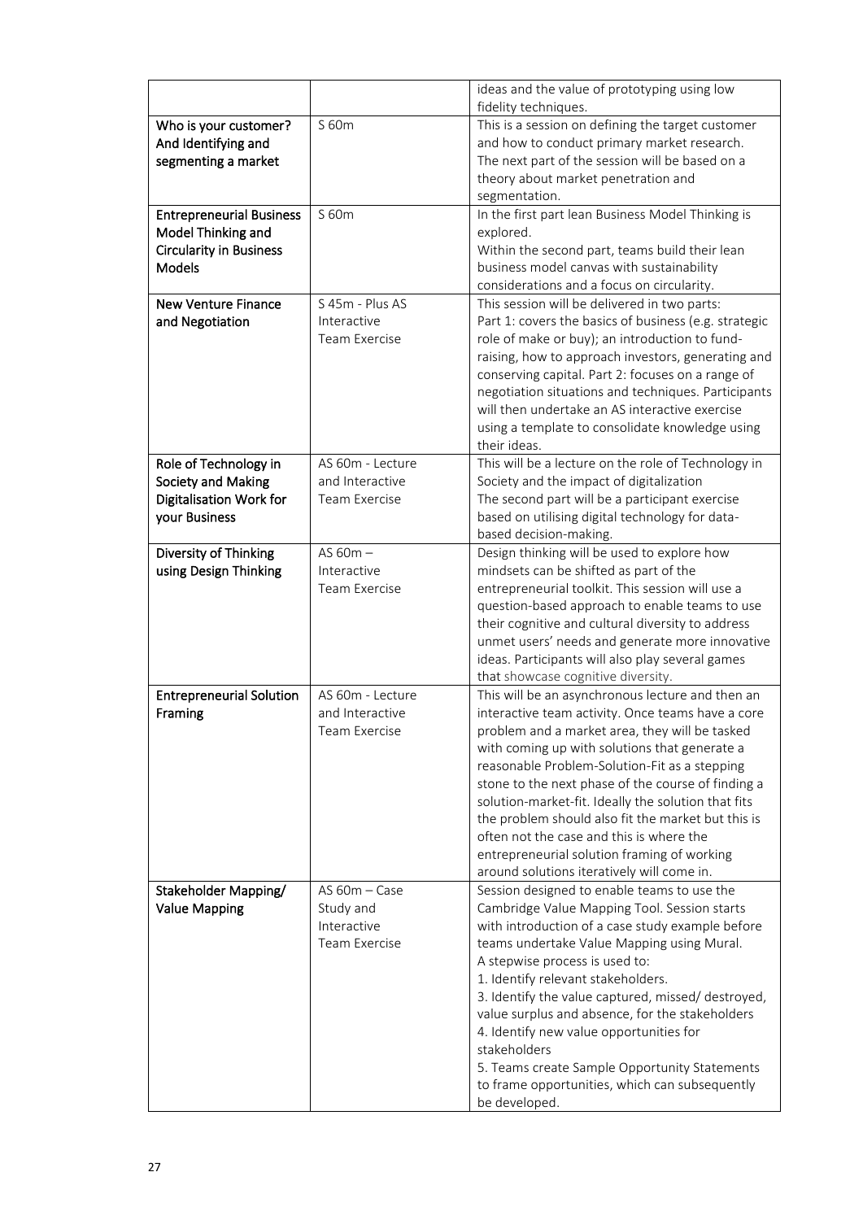| | | |
|---|---|---|
| | | ideas and the value of prototyping using low fidelity techniques. |
| **Who is your customer? And Identifying and segmenting a market** | S 60m | This is a session on defining the target customer and how to conduct primary market research. The next part of the session will be based on a theory about market penetration and segmentation. |
| **Entrepreneurial Business Model Thinking and Circularity in Business Models** | S 60m | In the first part lean Business Model Thinking is explored.<br>Within the second part, teams build their lean business model canvas with sustainability considerations and a focus on circularity. |
| **New Venture Finance and Negotiation** | S 45m - Plus AS Interactive Team Exercise | This session will be delivered in two parts:<br>Part 1: covers the basics of business (e.g. strategic role of make or buy); an introduction to fund-raising, how to approach investors, generating and conserving capital. Part 2: focuses on a range of negotiation situations and techniques. Participants will then undertake an AS interactive exercise using a template to consolidate knowledge using their ideas. |
| **Role of Technology in Society and Making Digitalisation Work for your Business** | AS 60m - Lecture and Interactive Team Exercise | This will be a lecture on the role of Technology in Society and the impact of digitalization<br>The second part will be a participant exercise based on utilising digital technology for data-based decision-making. |
| **Diversity of Thinking using Design Thinking** | AS 60m – Interactive Team Exercise | Design thinking will be used to explore how mindsets can be shifted as part of the entrepreneurial toolkit. This session will use a question-based approach to enable teams to use their cognitive and cultural diversity to address unmet users' needs and generate more innovative ideas. Participants will also play several games that showcase cognitive diversity. |
| **Entrepreneurial Solution Framing** | AS 60m - Lecture and Interactive Team Exercise | This will be an asynchronous lecture and then an interactive team activity. Once teams have a core problem and a market area, they will be tasked with coming up with solutions that generate a reasonable Problem-Solution-Fit as a stepping stone to the next phase of the course of finding a solution-market-fit. Ideally the solution that fits the problem should also fit the market but this is often not the case and this is where the entrepreneurial solution framing of working around solutions iteratively will come in. |
| **Stakeholder Mapping/ Value Mapping** | AS 60m – Case Study and Interactive Team Exercise | Session designed to enable teams to use the Cambridge Value Mapping Tool. Session starts with introduction of a case study example before teams undertake Value Mapping using Mural.<br>A stepwise process is used to:<br>1. Identify relevant stakeholders.<br>3. Identify the value captured, missed/ destroyed, value surplus and absence, for the stakeholders<br>4. Identify new value opportunities for stakeholders<br>5. Teams create Sample Opportunity Statements to frame opportunities, which can subsequently be developed. |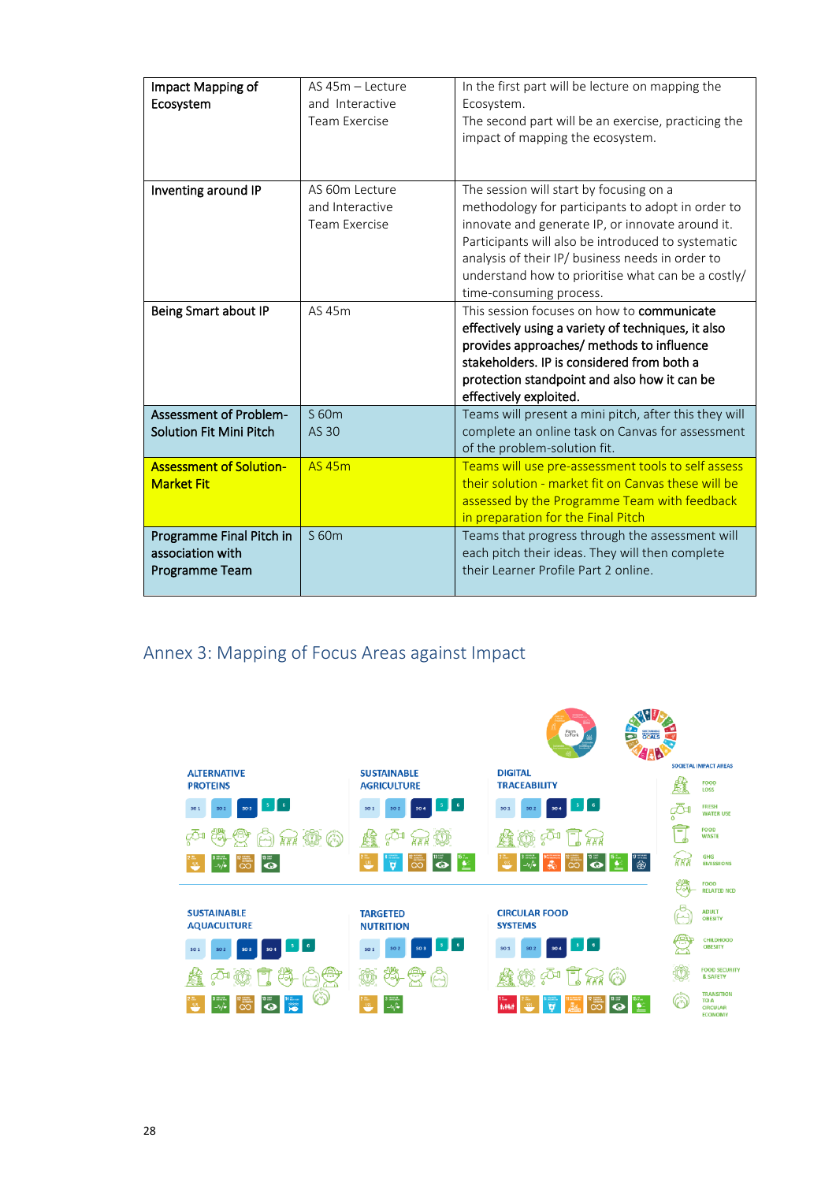| | | |
|---|---|---|
| Impact Mapping of Ecosystem | AS 45m – Lecture and Interactive Team Exercise | In the first part will be lecture on mapping the Ecosystem.<br>The second part will be an exercise, practicing the impact of mapping the ecosystem. |
| Inventing around IP | AS 60m Lecture and Interactive Team Exercise | The session will start by focusing on a methodology for participants to adopt in order to innovate and generate IP, or innovate around it. Participants will also be introduced to systematic analysis of their IP/ business needs in order to understand how to prioritise what can be a costly/ time-consuming process. |
| Being Smart about IP | AS 45m | This session focuses on how to communicate effectively using a variety of techniques, it also provides approaches/ methods to influence stakeholders. IP is considered from both a protection standpoint and also how it can be effectively exploited. |
| Assessment of Problem-Solution Fit Mini Pitch | S 60m<br>AS 30 | Teams will present a mini pitch, after this they will complete an online task on Canvas for assessment of the problem-solution fit. |
| Assessment of Solution-Market Fit | AS 45m | Teams will use pre-assessment tools to self assess their solution - market fit on Canvas these will be assessed by the Programme Team with feedback in preparation for the Final Pitch |
| Programme Final Pitch in association with Programme Team | S 60m | Teams that progress through the assessment will each pitch their ideas. They will then complete their Learner Profile Part 2 online. |

## Annex 3: Mapping of Focus Areas against Impact

ALTERNATIVE PROTEINS

SUSTAINABLE AGRICULTURE

DIGITAL TRACEABILITY

SUSTAINABLE AQUACULTURE

TARGETED NUTRITION

CIRCULAR FOOD SYSTEMS

SOCIETAL IMPACT AREAS

FOOD LOSS

FRESH WATER USE

FOOD WASTE

GHG EMISSIONS

FOOD RELATED NCD

ADULT OBESITY

CHILDHOOD OBESITY

FOOD SECURITY & SAFETY

TRANSITION TO A CIRCULAR ECONOMY